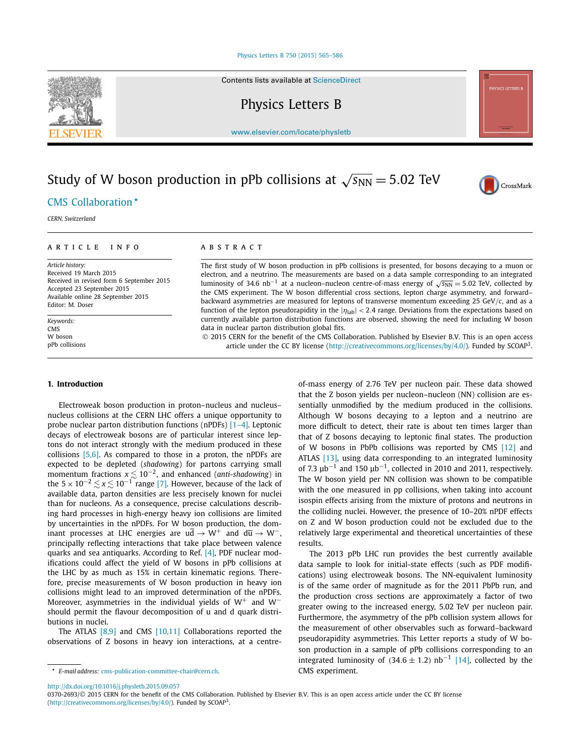# Study of W boson production in pPb collisions at $\sqrt{s_{NN}} = 5.02$ TeV

CMS Collaboration *

*CERN, Switzerland*

---

**ARTICLE INFO**

*Article history:*
Received 19 March 2015
Received in revised form 6 September 2015
Accepted 23 September 2015
Available online 28 September 2015
Editor: M. Doser

*Keywords:*
CMS
W boson
pPb collisions

**ABSTRACT**

The first study of W boson production in pPb collisions is presented, for bosons decaying to a muon or electron, and a neutrino. The measurements are based on a data sample corresponding to an integrated luminosity of 34.6 $\text{nb}^{-1}$ at a nucleon–nucleon centre-of-mass energy of $\sqrt{s_{NN}} = 5.02$ TeV, collected by the CMS experiment. The W boson differential cross sections, lepton charge asymmetry, and forward–backward asymmetries are measured for leptons of transverse momentum exceeding 25 GeV/$c$, and as a function of the lepton pseudorapidity in the $|\eta_{\text{lab}}| < 2.4$ range. Deviations from the expectations based on currently available parton distribution functions are observed, showing the need for including W boson data in nuclear parton distribution global fits.

© 2015 CERN for the benefit of the CMS Collaboration. Published by Elsevier B.V. This is an open access article under the CC BY license (http://creativecommons.org/licenses/by/4.0/). Funded by SCOAP[3].

---

## 1. Introduction

Electroweak boson production in proton–nucleus and nucleus–nucleus collisions at the CERN LHC offers a unique opportunity to probe nuclear parton distribution functions (nPDFs) [1–4]. Leptonic decays of electroweak bosons are of particular interest since leptons do not interact strongly with the medium produced in these collisions [5,6]. As compared to those in a proton, the nPDFs are expected to be depleted (*shadowing*) for partons carrying small momentum fractions $x \lesssim 10^{-2}$, and enhanced (*anti-shadowing*) in the $5 \times 10^{-2} \lesssim x \lesssim 10^{-1}$ range [7]. However, because of the lack of available data, parton densities are less precisely known for nuclei than for nucleons. As a consequence, precise calculations describing hard processes in high-energy heavy ion collisions are limited by uncertainties in the nPDFs. For W boson production, the dominant processes at LHC energies are $u\bar{d} \rightarrow W^+$ and $d\bar{u} \rightarrow W^-$, principally reflecting interactions that take place between valence quarks and sea antiquarks. According to Ref. [4], PDF nuclear modifications could affect the yield of W bosons in pPb collisions at the LHC by as much as 15% in certain kinematic regions. Therefore, precise measurements of W boson production in heavy ion collisions might lead to an improved determination of the nPDFs. Moreover, asymmetries in the individual yields of $W^+$ and $W^-$ should permit the flavour decomposition of u and d quark distributions in nuclei.

The ATLAS [8,9] and CMS [10,11] Collaborations reported the observations of Z bosons in heavy ion interactions, at a centre-of-mass energy of 2.76 TeV per nucleon pair. These data showed that the Z boson yields per nucleon–nucleon (NN) collision are essentially unmodified by the medium produced in the collisions. Although W bosons decaying to a lepton and a neutrino are more difficult to detect, their rate is about ten times larger than that of Z bosons decaying to leptonic final states. The production of W bosons in PbPb collisions was reported by CMS [12] and ATLAS [13], using data corresponding to an integrated luminosity of 7.3 $\mu\text{b}^{-1}$ and 150 $\mu\text{b}^{-1}$, collected in 2010 and 2011, respectively. The W boson yield per NN collision was shown to be compatible with the one measured in pp collisions, when taking into account isospin effects arising from the mixture of protons and neutrons in the colliding nuclei. However, the presence of 10–20% nPDF effects on Z and W boson production could not be excluded due to the relatively large experimental and theoretical uncertainties of these results.

The 2013 pPb LHC run provides the best currently available data sample to look for initial-state effects (such as PDF modifications) using electroweak bosons. The NN-equivalent luminosity is of the same order of magnitude as for the 2011 PbPb run, and the production cross sections are approximately a factor of two greater owing to the increased energy, 5.02 TeV per nucleon pair. Furthermore, the asymmetry of the pPb collision system allows for the measurement of other observables such as forward–backward pseudorapidity asymmetries. This Letter reports a study of W boson production in a sample of pPb collisions corresponding to an integrated luminosity of $(34.6 \pm 1.2)$ $\text{nb}^{-1}$ [14], collected by the CMS experiment.

---

\* *E-mail address:* cms-publication-committee-chair@cern.ch.

http://dx.doi.org/10.1016/j.physletb.2015.09.057
0370-2693/© 2015 CERN for the benefit of the CMS Collaboration. Published by Elsevier B.V. This is an open access article under the CC BY license (http://creativecommons.org/licenses/by/4.0/). Funded by SCOAP[3].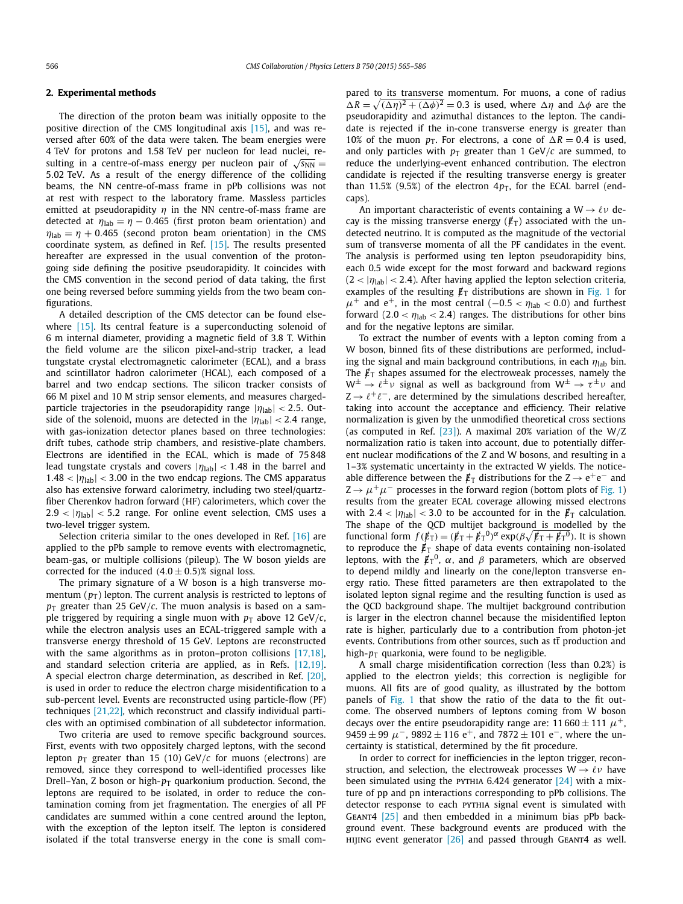## 2. Experimental methods

The direction of the proton beam was initially opposite to the positive direction of the CMS longitudinal axis [15], and was reversed after 60% of the data were taken. The beam energies were 4 TeV for protons and 1.58 TeV per nucleon for lead nuclei, resulting in a centre-of-mass energy per nucleon pair of $\sqrt{s_{NN}} = 5.02$ TeV. As a result of the energy difference of the colliding beams, the NN centre-of-mass frame in pPb collisions was not at rest with respect to the laboratory frame. Massless particles emitted at pseudorapidity $\eta$ in the NN centre-of-mass frame are detected at $\eta_{lab} = \eta - 0.465$ (first proton beam orientation) and $\eta_{lab} = \eta + 0.465$ (second proton beam orientation) in the CMS coordinate system, as defined in Ref. [15]. The results presented hereafter are expressed in the usual convention of the proton-going side defining the positive pseudorapidity. It coincides with the CMS convention in the second period of data taking, the first one being reversed before summing yields from the two beam configurations.

A detailed description of the CMS detector can be found elsewhere [15]. Its central feature is a superconducting solenoid of 6 m internal diameter, providing a magnetic field of 3.8 T. Within the field volume are the silicon pixel-and-strip tracker, a lead tungstate crystal electromagnetic calorimeter (ECAL), and a brass and scintillator hadron calorimeter (HCAL), each composed of a barrel and two endcap sections. The silicon tracker consists of 66 M pixel and 10 M strip sensor elements, and measures charged-particle trajectories in the pseudorapidity range $|\eta_{lab}| < 2.5$. Outside of the solenoid, muons are detected in the $|\eta_{lab}| < 2.4$ range, with gas-ionization detector planes based on three technologies: drift tubes, cathode strip chambers, and resistive-plate chambers. Electrons are identified in the ECAL, which is made of 75 848 lead tungstate crystals and covers $|\eta_{lab}| < 1.48$ in the barrel and $1.48 < |\eta_{lab}| < 3.00$ in the two endcap regions. The CMS apparatus also has extensive forward calorimetry, including two steel/quartz-fiber Cherenkov hadron forward (HF) calorimeters, which cover the $2.9 < |\eta_{lab}| < 5.2$ range. For online event selection, CMS uses a two-level trigger system.

Selection criteria similar to the ones developed in Ref. [16] are applied to the pPb sample to remove events with electromagnetic, beam-gas, or multiple collisions (pileup). The W boson yields are corrected for the induced $(4.0 \pm 0.5)$% signal loss.

The primary signature of a W boson is a high transverse momentum ($p_T$) lepton. The current analysis is restricted to leptons of $p_T$ greater than 25 GeV/$c$. The muon analysis is based on a sample triggered by requiring a single muon with $p_T$ above 12 GeV/$c$, while the electron analysis uses an ECAL-triggered sample with a transverse energy threshold of 15 GeV. Leptons are reconstructed with the same algorithms as in proton–proton collisions [17,18], and standard selection criteria are applied, as in Refs. [12,19]. A special electron charge determination, as described in Ref. [20], is used in order to reduce the electron charge misidentification to a sub-percent level. Events are reconstructed using particle-flow (PF) techniques [21,22], which reconstruct and classify individual particles with an optimised combination of all subdetector information.

Two criteria are used to remove specific background sources. First, events with two oppositely charged leptons, with the second lepton $p_T$ greater than 15 (10) GeV/$c$ for muons (electrons) are removed, since they correspond to well-identified processes like Drell–Yan, Z boson or high-$p_T$ quarkonium production. Second, the leptons are required to be isolated, in order to reduce the contamination coming from jet fragmentation. The energies of all PF candidates are summed within a cone centred around the lepton, with the exception of the lepton itself. The lepton is considered isolated if the total transverse energy in the cone is small compared to its transverse momentum. For muons, a cone of radius $\Delta R = \sqrt{(\Delta\eta)^2 + (\Delta\phi)^2} = 0.3$ is used, where $\Delta\eta$ and $\Delta\phi$ are the pseudorapidity and azimuthal distances to the lepton. The candidate is rejected if the in-cone transverse energy is greater than 10% of the muon $p_T$. For electrons, a cone of $\Delta R = 0.4$ is used, and only particles with $p_T$ greater than 1 GeV/$c$ are summed, to reduce the underlying-event enhanced contribution. The electron candidate is rejected if the resulting transverse energy is greater than 11.5% (9.5%) of the electron $4p_T$, for the ECAL barrel (endcaps).

An important characteristic of events containing a $W \to \ell\nu$ decay is the missing transverse energy ($\not\!\!E_T$) associated with the undetected neutrino. It is computed as the magnitude of the vectorial sum of transverse momenta of all the PF candidates in the event. The analysis is performed using ten lepton pseudorapidity bins, each 0.5 wide except for the most forward and backward regions ($2 < |\eta_{lab}| < 2.4$). After having applied the lepton selection criteria, examples of the resulting $\not\!\!E_T$ distributions are shown in Fig. 1 for $\mu^+$ and $e^+$, in the most central ($-0.5 < \eta_{lab} < 0.0$) and furthest forward ($2.0 < \eta_{lab} < 2.4$) ranges. The distributions for other bins and for the negative leptons are similar.

To extract the number of events with a lepton coming from a W boson, binned fits of these distributions are performed, including the signal and main background contributions, in each $\eta_{lab}$ bin. The $\not\!\!E_T$ shapes assumed for the electroweak processes, namely the $W^\pm \to \ell^\pm\nu$ signal as well as background from $W^\pm \to \tau^\pm\nu$ and $Z \to \ell^+\ell^-$, are determined by the simulations described hereafter, taking into account the acceptance and efficiency. Their relative normalization is given by the unmodified theoretical cross sections (as computed in Ref. [23]). A maximal 20% variation of the W/Z normalization ratio is taken into account, due to potentially different nuclear modifications of the Z and W bosons, and resulting in a 1–3% systematic uncertainty in the extracted W yields. The noticeable difference between the $\not\!\!E_T$ distributions for the $Z \to e^+e^-$ and $Z \to \mu^+\mu^-$ processes in the forward region (bottom plots of Fig. 1) results from the greater ECAL coverage allowing missed electrons with $2.4 < |\eta_{lab}| < 3.0$ to be accounted for in the $\not\!\!E_T$ calculation. The shape of the QCD multijet background is modelled by the functional form $f(\not\!\!E_T) = (\not\!\!E_T + \not\!\!E_T{}^0)^\alpha \exp(\beta\sqrt{\not\!\!E_T + \not\!\!E_T{}^0})$. It is shown to reproduce the $\not\!\!E_T$ shape of data events containing non-isolated leptons, with the $\not\!\!E_T{}^0$, $\alpha$, and $\beta$ parameters, which are observed to depend mildly and linearly on the cone/lepton transverse energy ratio. These fitted parameters are then extrapolated to the isolated lepton signal regime and the resulting function is used as the QCD background shape. The multijet background contribution is larger in the electron channel because the misidentified lepton rate is higher, particularly due to a contribution from photon-jet events. Contributions from other sources, such as $t\bar{t}$ production and high-$p_T$ quarkonia, were found to be negligible.

A small charge misidentification correction (less than 0.2%) is applied to the electron yields; this correction is negligible for muons. All fits are of good quality, as illustrated by the bottom panels of Fig. 1 that show the ratio of the data to the fit outcome. The observed numbers of leptons coming from W boson decays over the entire pseudorapidity range are: $11\,660 \pm 111$ $\mu^+$, $9459 \pm 99$ $\mu^-$, $9892 \pm 116$ $e^+$, and $7872 \pm 101$ $e^-$, where the uncertainty is statistical, determined by the fit procedure.

In order to correct for inefficiencies in the lepton trigger, reconstruction, and selection, the electroweak processes $W \to \ell\nu$ have been simulated using the PYTHIA 6.424 generator [24] with a mixture of pp and pn interactions corresponding to pPb collisions. The detector response to each PYTHIA signal event is simulated with GEANT4 [25] and then embedded in a minimum bias pPb background event. These background events are produced with the HIJING event generator [26] and passed through GEANT4 as well.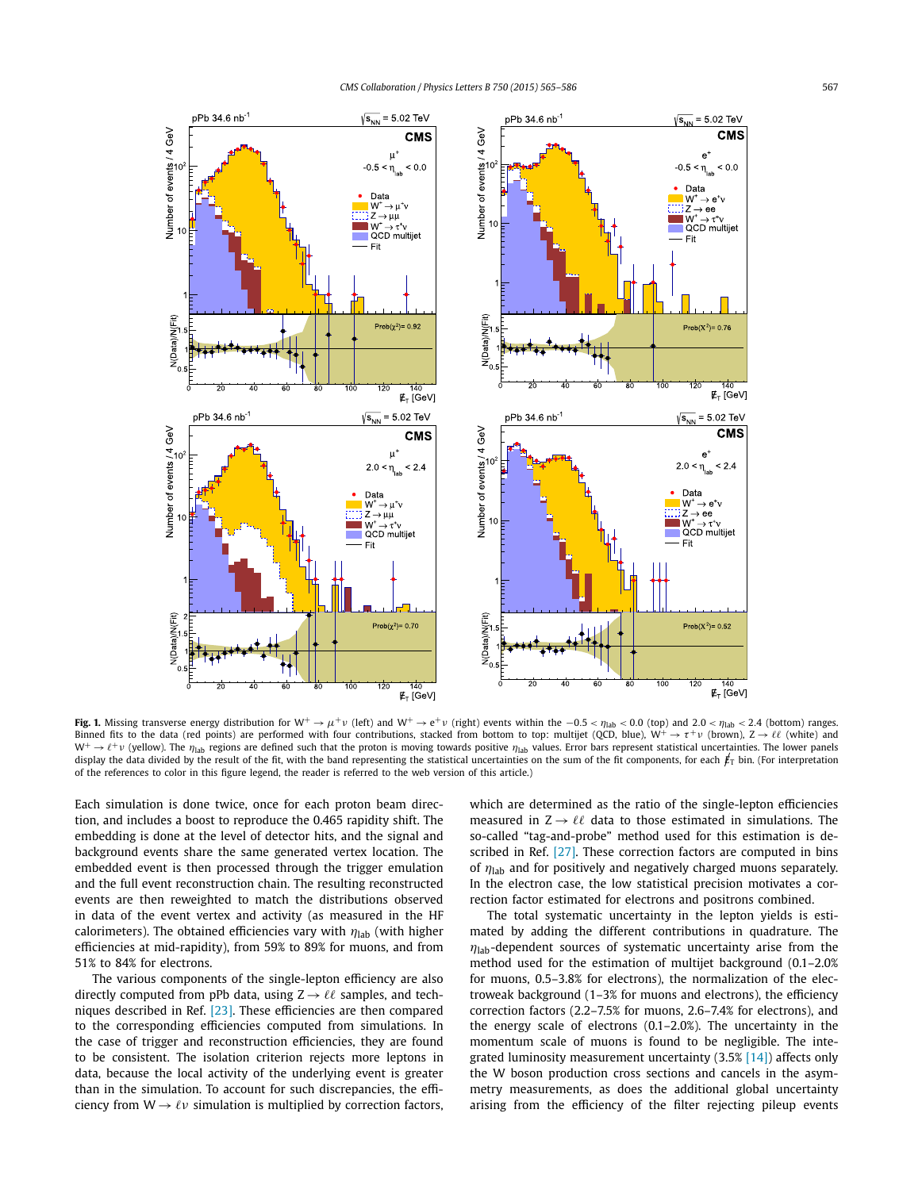**Fig. 1.** Missing transverse energy distribution for $W^+ \to \mu^+\nu$ (left) and $W^+ \to e^+\nu$ (right) events within the $-0.5 < \eta_{lab} < 0.0$ (top) and $2.0 < \eta_{lab} < 2.4$ (bottom) ranges. Binned fits to the data (red points) are performed with four contributions, stacked from bottom to top: multijet (QCD, blue), $W^+ \to \tau^+\nu$ (brown), $Z \to \ell\ell$ (white) and $W^+ \to \ell^+\nu$ (yellow). The $\eta_{lab}$ regions are defined such that the proton is moving towards positive $\eta_{lab}$ values. Error bars represent statistical uncertainties. The lower panels display the data divided by the result of the fit, with the band representing the statistical uncertainties on the sum of the fit components, for each $\not\!\!E_T$ bin. (For interpretation of the references to color in this figure legend, the reader is referred to the web version of this article.)

Each simulation is done twice, once for each proton beam direction, and includes a boost to reproduce the 0.465 rapidity shift. The embedding is done at the level of detector hits, and the signal and background events share the same generated vertex location. The embedded event is then processed through the trigger emulation and the full event reconstruction chain. The resulting reconstructed events are then reweighted to match the distributions observed in data of the event vertex and activity (as measured in the HF calorimeters). The obtained efficiencies vary with $\eta_{lab}$ (with higher efficiencies at mid-rapidity), from 59% to 89% for muons, and from 51% to 84% for electrons.

The various components of the single-lepton efficiency are also directly computed from pPb data, using $Z \to \ell\ell$ samples, and techniques described in Ref. [23]. These efficiencies are then compared to the corresponding efficiencies computed from simulations. In the case of trigger and reconstruction efficiencies, they are found to be consistent. The isolation criterion rejects more leptons in data, because the local activity of the underlying event is greater than in the simulation. To account for such discrepancies, the efficiency from $W \to \ell\nu$ simulation is multiplied by correction factors, which are determined as the ratio of the single-lepton efficiencies measured in $Z \to \ell\ell$ data to those estimated in simulations. The so-called "tag-and-probe" method used for this estimation is described in Ref. [27]. These correction factors are computed in bins of $\eta_{lab}$ and for positively and negatively charged muons separately. In the electron case, the low statistical precision motivates a correction factor estimated for electrons and positrons combined.

The total systematic uncertainty in the lepton yields is estimated by adding the different contributions in quadrature. The $\eta_{lab}$-dependent sources of systematic uncertainty arise from the method used for the estimation of multijet background (0.1–2.0% for muons, 0.5–3.8% for electrons), the normalization of the electroweak background (1–3% for muons and electrons), the efficiency correction factors (2.2–7.5% for muons, 2.6–7.4% for electrons), and the energy scale of electrons (0.1–2.0%). The uncertainty in the momentum scale of muons is found to be negligible. The integrated luminosity measurement uncertainty (3.5% [14]) affects only the W boson production cross sections and cancels in the asymmetry measurements, as does the additional global uncertainty arising from the efficiency of the filter rejecting pileup events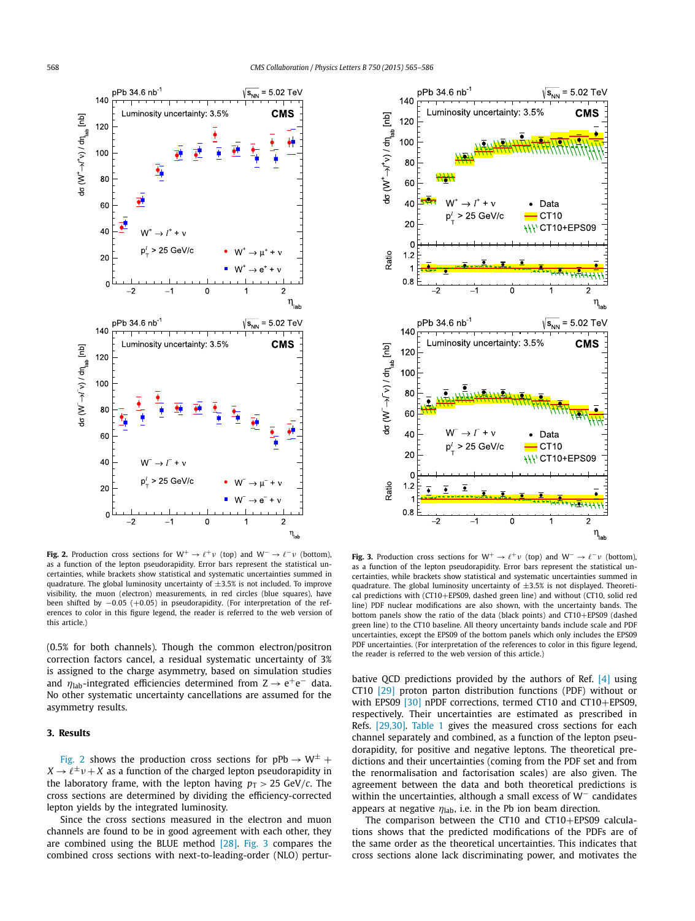**Fig. 2.** Production cross sections for $W^+ \to \ell^+\nu$ (top) and $W^- \to \ell^-\nu$ (bottom), as a function of the lepton pseudorapidity. Error bars represent the statistical uncertainties, while brackets show statistical and systematic uncertainties summed in quadrature. The global luminosity uncertainty of $\pm 3.5\%$ is not included. To improve visibility, the muon (electron) measurements, in red circles (blue squares), have been shifted by $-0.05$ ($+0.05$) in pseudorapidity. (For interpretation of the references to color in this figure legend, the reader is referred to the web version of this article.)

**Fig. 3.** Production cross sections for $W^+ \to \ell^+\nu$ (top) and $W^- \to \ell^-\nu$ (bottom), as a function of the lepton pseudorapidity. Error bars represent the statistical uncertainties, while brackets show statistical and systematic uncertainties summed in quadrature. The global luminosity uncertainty of $\pm 3.5\%$ is not displayed. Theoretical predictions with (CT10+EPS09, dashed green line) and without (CT10, solid red line) PDF nuclear modifications are also shown, with the uncertainty bands. The bottom panels show the ratio of the data (black points) and CT10+EPS09 (dashed green line) to the CT10 baseline. All theory uncertainty bands include scale and PDF uncertainties, except the EPS09 of the bottom panels which only includes the EPS09 PDF uncertainties. (For interpretation of the references to color in this figure legend, the reader is referred to the web version of this article.)

(0.5% for both channels). Though the common electron/positron correction factors cancel, a residual systematic uncertainty of 3% is assigned to the charge asymmetry, based on simulation studies and $\eta_{\text{lab}}$-integrated efficiencies determined from $Z \to e^+e^-$ data. No other systematic uncertainty cancellations are assumed for the asymmetry results.

## 3. Results

Fig. 2 shows the production cross sections for $\text{pPb} \to W^\pm + X \to \ell^\pm\nu + X$ as a function of the charged lepton pseudorapidity in the laboratory frame, with the lepton having $p_T > 25$ GeV/$c$. The cross sections are determined by dividing the efficiency-corrected lepton yields by the integrated luminosity.

Since the cross sections measured in the electron and muon channels are found to be in good agreement with each other, they are combined using the BLUE method [28]. Fig. 3 compares the combined cross sections with next-to-leading-order (NLO) perturbative QCD predictions provided by the authors of Ref. [4] using CT10 [29] proton parton distribution functions (PDF) without or with EPS09 [30] nPDF corrections, termed CT10 and CT10+EPS09, respectively. Their uncertainties are estimated as prescribed in Refs. [29,30]. Table 1 gives the measured cross sections for each channel separately and combined, as a function of the lepton pseudorapidity, for positive and negative leptons. The theoretical predictions and their uncertainties (coming from the PDF set and from the renormalisation and factorisation scales) are also given. The agreement between the data and both theoretical predictions is within the uncertainties, although a small excess of $W^-$ candidates appears at negative $\eta_{\text{lab}}$, i.e. in the Pb ion beam direction.

The comparison between the CT10 and CT10+EPS09 calculations shows that the predicted modifications of the PDFs are of the same order as the theoretical uncertainties. This indicates that cross sections alone lack discriminating power, and motivates the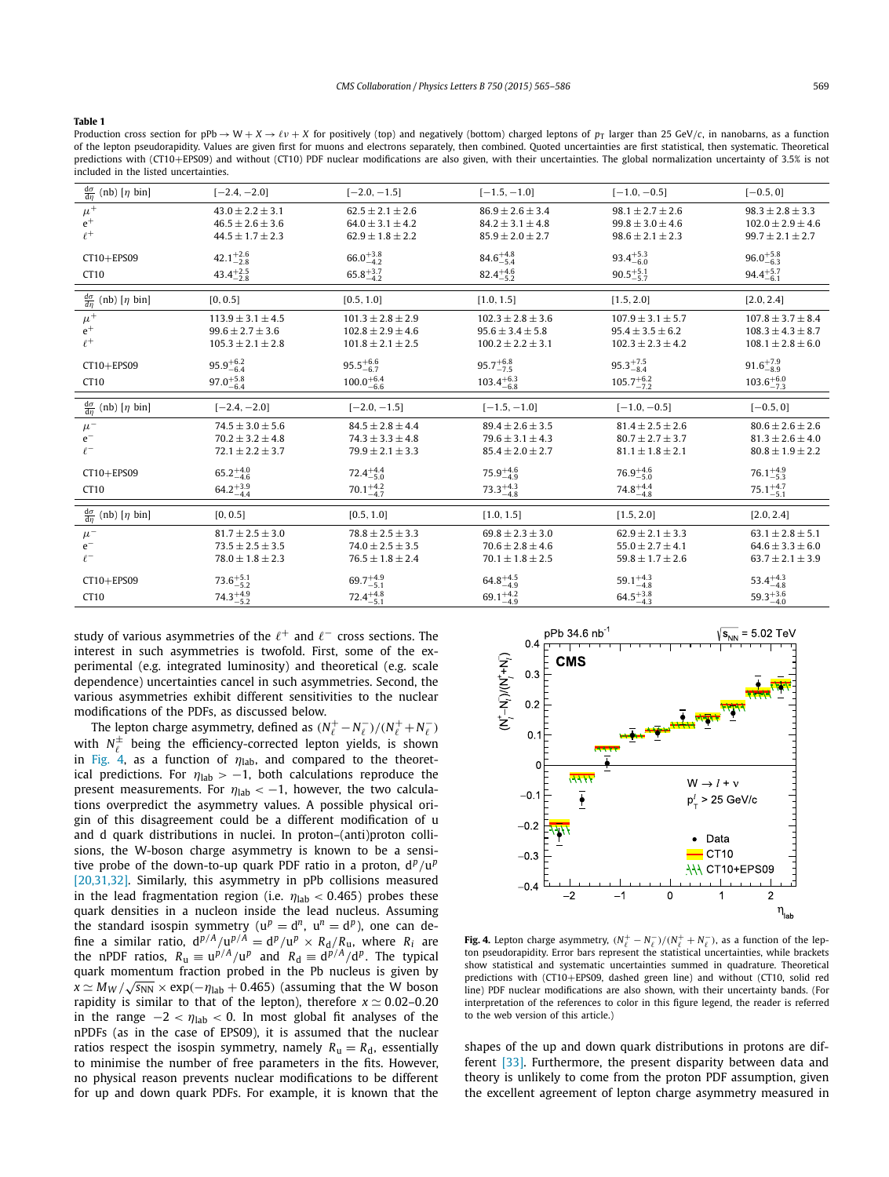**Table 1**

Production cross section for pPb → W + X → ℓν + X for positively (top) and negatively (bottom) charged leptons of $p_T$ larger than 25 GeV/$c$, in nanobarns, as a function of the lepton pseudorapidity. Values are given first for muons and electrons separately, then combined. Quoted uncertainties are first statistical, then systematic. Theoretical predictions with (CT10+EPS09) and without (CT10) PDF nuclear modifications are also given, with their uncertainties. The global normalization uncertainty of 3.5% is not included in the listed uncertainties.

| $\frac{d\sigma}{d\eta}$ (nb) [$\eta$ bin] | [−2.4, −2.0] | [−2.0, −1.5] | [−1.5, −1.0] | [−1.0, −0.5] | [−0.5, 0] |
|---|---|---|---|---|---|
| $\mu^+$ | $43.0 \pm 2.2 \pm 3.1$ | $62.5 \pm 2.1 \pm 2.6$ | $86.9 \pm 2.6 \pm 3.4$ | $98.1 \pm 2.7 \pm 2.6$ | $98.3 \pm 2.8 \pm 3.3$ |
| $e^+$ | $46.5 \pm 2.6 \pm 3.6$ | $64.0 \pm 3.1 \pm 4.2$ | $84.2 \pm 3.1 \pm 4.8$ | $99.8 \pm 3.0 \pm 4.6$ | $102.0 \pm 2.9 \pm 4.6$ |
| $\ell^+$ | $44.5 \pm 1.7 \pm 2.3$ | $62.9 \pm 1.8 \pm 2.2$ | $85.9 \pm 2.0 \pm 2.7$ | $98.6 \pm 2.1 \pm 2.3$ | $99.7 \pm 2.1 \pm 2.7$ |
| CT10+EPS09 | $42.1^{+2.6}_{-2.8}$ | $66.0^{+3.8}_{-4.2}$ | $84.6^{+4.8}_{-5.4}$ | $93.4^{+5.3}_{-6.0}$ | $96.0^{+5.8}_{-6.3}$ |
| CT10 | $43.4^{+2.5}_{-2.8}$ | $65.8^{+3.7}_{-4.2}$ | $82.4^{+4.6}_{-5.2}$ | $90.5^{+5.1}_{-5.7}$ | $94.4^{+5.7}_{-6.1}$ |
| $\frac{d\sigma}{d\eta}$ (nb) [$\eta$ bin] | [0, 0.5] | [0.5, 1.0] | [1.0, 1.5] | [1.5, 2.0] | [2.0, 2.4] |
| $\mu^+$ | $113.9 \pm 3.1 \pm 4.5$ | $101.3 \pm 2.8 \pm 2.9$ | $102.3 \pm 2.8 \pm 3.6$ | $107.9 \pm 3.1 \pm 5.7$ | $107.8 \pm 3.7 \pm 8.4$ |
| $e^+$ | $99.6 \pm 2.7 \pm 3.6$ | $102.8 \pm 2.9 \pm 4.6$ | $95.6 \pm 3.4 \pm 5.8$ | $95.4 \pm 3.5 \pm 6.2$ | $108.3 \pm 4.3 \pm 8.7$ |
| $\ell^+$ | $105.3 \pm 2.1 \pm 2.8$ | $101.8 \pm 2.1 \pm 2.5$ | $100.2 \pm 2.2 \pm 3.1$ | $102.3 \pm 2.3 \pm 4.2$ | $108.1 \pm 2.8 \pm 6.0$ |
| CT10+EPS09 | $95.9^{+6.2}_{-6.4}$ | $95.5^{+6.6}_{-6.7}$ | $95.7^{+6.8}_{-7.5}$ | $95.3^{+7.5}_{-8.4}$ | $91.6^{+7.9}_{-8.9}$ |
| CT10 | $97.0^{+5.8}_{-6.4}$ | $100.0^{+6.4}_{-6.6}$ | $103.4^{+6.3}_{-6.8}$ | $105.7^{+6.2}_{-7.2}$ | $103.6^{+6.0}_{-7.3}$ |
| $\frac{d\sigma}{d\eta}$ (nb) [$\eta$ bin] | [−2.4, −2.0] | [−2.0, −1.5] | [−1.5, −1.0] | [−1.0, −0.5] | [−0.5, 0] |
| $\mu^-$ | $74.5 \pm 3.0 \pm 5.6$ | $84.5 \pm 2.8 \pm 4.4$ | $89.4 \pm 2.6 \pm 3.5$ | $81.4 \pm 2.5 \pm 2.6$ | $80.6 \pm 2.6 \pm 2.6$ |
| $e^-$ | $70.2 \pm 3.2 \pm 4.8$ | $74.3 \pm 3.3 \pm 4.8$ | $79.6 \pm 3.1 \pm 4.3$ | $80.7 \pm 2.7 \pm 3.7$ | $81.3 \pm 2.6 \pm 4.0$ |
| $\ell^-$ | $72.1 \pm 2.2 \pm 3.7$ | $79.9 \pm 2.1 \pm 3.3$ | $85.4 \pm 2.0 \pm 2.7$ | $81.1 \pm 1.8 \pm 2.1$ | $80.8 \pm 1.9 \pm 2.2$ |
| CT10+EPS09 | $65.2^{+4.0}_{-4.6}$ | $72.4^{+4.4}_{-5.0}$ | $75.9^{+4.6}_{-4.9}$ | $76.9^{+4.6}_{-5.0}$ | $76.1^{+4.9}_{-5.3}$ |
| CT10 | $64.2^{+3.9}_{-4.4}$ | $70.1^{+4.2}_{-4.7}$ | $73.3^{+4.3}_{-4.8}$ | $74.8^{+4.4}_{-4.8}$ | $75.1^{+4.7}_{-5.1}$ |
| $\frac{d\sigma}{d\eta}$ (nb) [$\eta$ bin] | [0, 0.5] | [0.5, 1.0] | [1.0, 1.5] | [1.5, 2.0] | [2.0, 2.4] |
| $\mu^-$ | $81.7 \pm 2.5 \pm 3.0$ | $78.8 \pm 2.5 \pm 3.3$ | $69.8 \pm 2.3 \pm 3.0$ | $62.9 \pm 2.1 \pm 3.3$ | $63.1 \pm 2.8 \pm 5.1$ |
| $e^-$ | $73.5 \pm 2.5 \pm 3.5$ | $74.0 \pm 2.5 \pm 3.5$ | $70.6 \pm 2.8 \pm 4.6$ | $55.0 \pm 2.7 \pm 4.1$ | $64.6 \pm 3.3 \pm 6.0$ |
| $\ell^-$ | $78.0 \pm 1.8 \pm 2.3$ | $76.5 \pm 1.8 \pm 2.4$ | $70.1 \pm 1.8 \pm 2.5$ | $59.8 \pm 1.7 \pm 2.6$ | $63.7 \pm 2.1 \pm 3.9$ |
| CT10+EPS09 | $73.6^{+5.1}_{-5.2}$ | $69.7^{+4.9}_{-5.1}$ | $64.8^{+4.5}_{-4.9}$ | $59.1^{+4.3}_{-4.8}$ | $53.4^{+4.3}_{-4.8}$ |
| CT10 | $74.3^{+4.9}_{-5.2}$ | $72.4^{+4.8}_{-5.1}$ | $69.1^{+4.2}_{-4.9}$ | $64.5^{+3.8}_{-4.3}$ | $59.3^{+3.6}_{-4.0}$ |

study of various asymmetries of the $\ell^+$ and $\ell^-$ cross sections. The interest in such asymmetries is twofold. First, some of the experimental (e.g. integrated luminosity) and theoretical (e.g. scale dependence) uncertainties cancel in such asymmetries. Second, the various asymmetries exhibit different sensitivities to the nuclear modifications of the PDFs, as discussed below.

The lepton charge asymmetry, defined as $(N_\ell^+ - N_\ell^-)/(N_\ell^+ + N_\ell^-)$ with $N_\ell^\pm$ being the efficiency-corrected lepton yields, is shown in Fig. 4, as a function of $\eta_{lab}$, and compared to the theoretical predictions. For $\eta_{lab} > -1$, both calculations reproduce the present measurements. For $\eta_{lab} < -1$, however, the two calculations overpredict the asymmetry values. A possible physical origin of this disagreement could be a different modification of u and d quark distributions in nuclei. In proton–(anti)proton collisions, the W-boson charge asymmetry is known to be a sensitive probe of the down-to-up quark PDF ratio in a proton, $d^p/u^p$ [20,31,32]. Similarly, this asymmetry in pPb collisions measured in the lead fragmentation region (i.e. $\eta_{lab} < 0.465$) probes these quark densities in a nucleon inside the lead nucleus. Assuming the standard isospin symmetry ($u^p = d^n$, $u^n = d^p$), one can define a similar ratio, $d^{p/A}/u^{p/A} = d^p/u^p \times R_d/R_u$, where $R_i$ are the nPDF ratios, $R_u \equiv u^{p/A}/u^p$ and $R_d \equiv d^{p/A}/d^p$. The typical quark momentum fraction probed in the Pb nucleus is given by $x \simeq M_W/\sqrt{s_{NN}} \times \exp(-\eta_{lab} + 0.465)$ (assuming that the W boson rapidity is similar to that of the lepton), therefore $x \simeq 0.02$–$0.20$ in the range $-2 < \eta_{lab} < 0$. In most global fit analyses of the nPDFs (as in the case of EPS09), it is assumed that the nuclear ratios respect the isospin symmetry, namely $R_u = R_d$, essentially to minimise the number of free parameters in the fits. However, no physical reason prevents nuclear modifications to be different for up and down quark PDFs. For example, it is known that the shapes of the up and down quark distributions in protons are different [33]. Furthermore, the present disparity between data and theory is unlikely to come from the proton PDF assumption, given the excellent agreement of lepton charge asymmetry measured in

**Fig. 4.** Lepton charge asymmetry, $(N_\ell^+ - N_\ell^-)/(N_\ell^+ + N_\ell^-)$, as a function of the lepton pseudorapidity. Error bars represent the statistical uncertainties, while brackets show statistical and systematic uncertainties summed in quadrature. Theoretical predictions with (CT10+EPS09, dashed green line) and without (CT10, solid red line) PDF nuclear modifications are also shown, with their uncertainty bands. (For interpretation of the references to color in this figure legend, the reader is referred to the web version of this article.)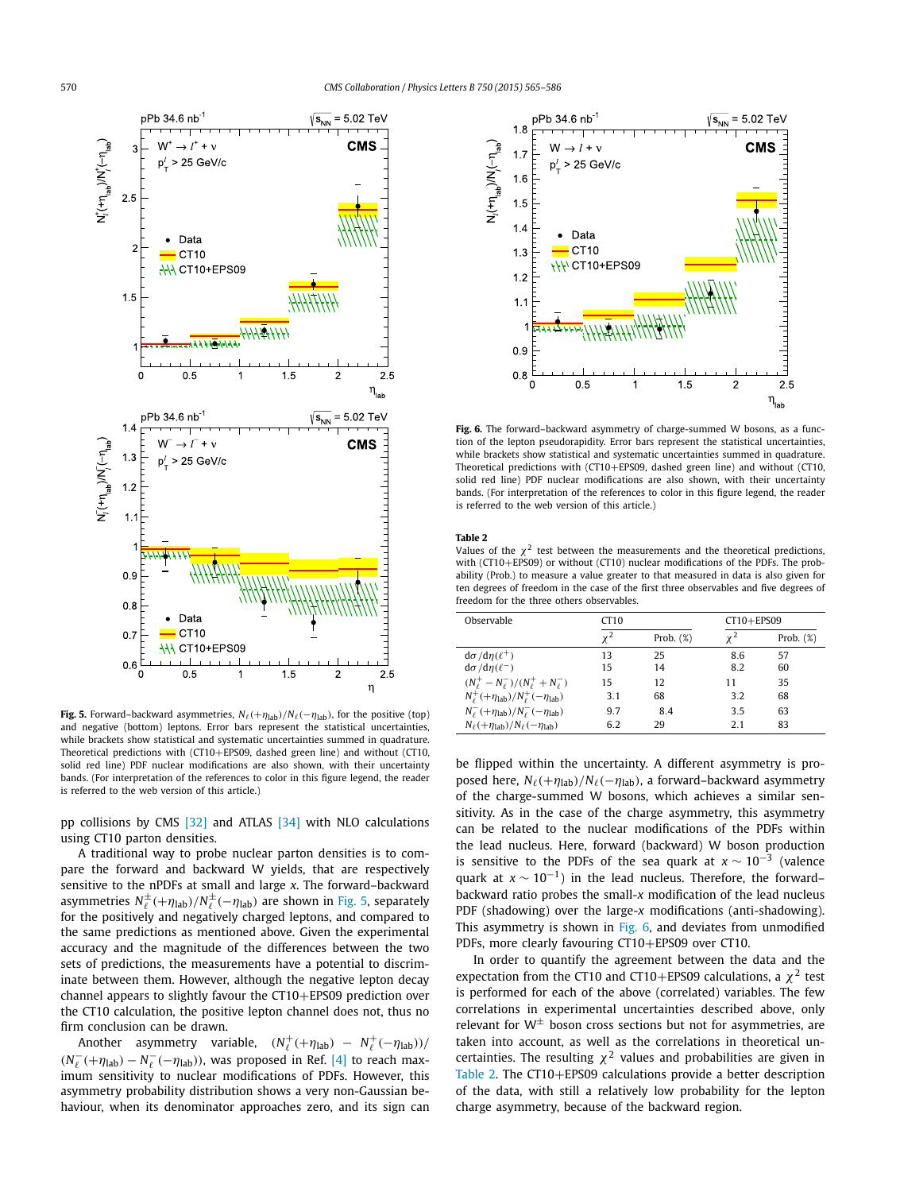**Fig. 5.** Forward–backward asymmetries, $N_\ell(+\eta_{\rm lab})/N_\ell(-\eta_{\rm lab})$, for the positive (top) and negative (bottom) leptons. Error bars represent the statistical uncertainties, while brackets show statistical and systematic uncertainties summed in quadrature. Theoretical predictions with (CT10+EPS09, dashed green line) and without (CT10, solid red line) PDF nuclear modifications are also shown, with their uncertainty bands. (For interpretation of the references to color in this figure legend, the reader is referred to the web version of this article.)

pp collisions by CMS [32] and ATLAS [34] with NLO calculations using CT10 parton densities.

A traditional way to probe nuclear parton densities is to compare the forward and backward W yields, that are respectively sensitive to the nPDFs at small and large $x$. The forward–backward asymmetries $N_\ell^\pm(+\eta_{\rm lab})/N_\ell^\pm(-\eta_{\rm lab})$ are shown in Fig. 5, separately for the positively and negatively charged leptons, and compared to the same predictions as mentioned above. Given the experimental accuracy and the magnitude of the differences between the two sets of predictions, the measurements have a potential to discriminate between them. However, although the negative lepton decay channel appears to slightly favour the CT10+EPS09 prediction over the CT10 calculation, the positive lepton channel does not, thus no firm conclusion can be drawn.

Another asymmetry variable, $(N_\ell^+(+\eta_{\rm lab}) - N_\ell^+(-\eta_{\rm lab}))/(N_\ell^-(+\eta_{\rm lab}) - N_\ell^-(-\eta_{\rm lab}))$, was proposed in Ref. [4] to reach maximum sensitivity to nuclear modifications of PDFs. However, this asymmetry probability distribution shows a very non-Gaussian behaviour, when its denominator approaches zero, and its sign can be flipped within the uncertainty. A different asymmetry is proposed here, $N_\ell(+\eta_{\rm lab})/N_\ell(-\eta_{\rm lab})$, a forward–backward asymmetry of the charge-summed W bosons, which achieves a similar sensitivity. As in the case of the charge asymmetry, this asymmetry can be related to the nuclear modifications of the PDFs within the lead nucleus. Here, forward (backward) W boson production is sensitive to the PDFs of the sea quark at $x \sim 10^{-3}$ (valence quark at $x \sim 10^{-1}$) in the lead nucleus. Therefore, the forward–backward ratio probes the small-$x$ modification of the lead nucleus PDF (shadowing) over the large-$x$ modifications (anti-shadowing). This asymmetry is shown in Fig. 6, and deviates from unmodified PDFs, more clearly favouring CT10+EPS09 over CT10.

**Fig. 6.** The forward–backward asymmetry of charge-summed W bosons, as a function of the lepton pseudorapidity. Error bars represent the statistical uncertainties, while brackets show statistical and systematic uncertainties summed in quadrature. Theoretical predictions with (CT10+EPS09, dashed green line) and without (CT10, solid red line) PDF nuclear modifications are also shown, with their uncertainty bands. (For interpretation of the references to color in this figure legend, the reader is referred to the web version of this article.)

**Table 2**
Values of the $\chi^2$ test between the measurements and the theoretical predictions, with (CT10+EPS09) or without (CT10) nuclear modifications of the PDFs. The probability (Prob.) to measure a value greater to that measured in data is also given for ten degrees of freedom in the case of the first three observables and five degrees of freedom for the three others observables.

| Observable | CT10 | | CT10+EPS09 | |
|---|---|---|---|---|
| | $\chi^2$ | Prob. (%) | $\chi^2$ | Prob. (%) |
| $d\sigma/d\eta(\ell^+)$ | 13 | 25 | 8.6 | 57 |
| $d\sigma/d\eta(\ell^-)$ | 15 | 14 | 8.2 | 60 |
| $(N_\ell^+ - N_\ell^-)/(N_\ell^+ + N_\ell^-)$ | 15 | 12 | 11 | 35 |
| $N_\ell^+(+\eta_{\rm lab})/N_\ell^+(-\eta_{\rm lab})$ | 3.1 | 68 | 3.2 | 68 |
| $N_\ell^-(+\eta_{\rm lab})/N_\ell^-(-\eta_{\rm lab})$ | 9.7 | 8.4 | 3.5 | 63 |
| $N_\ell(+\eta_{\rm lab})/N_\ell(-\eta_{\rm lab})$ | 6.2 | 29 | 2.1 | 83 |

In order to quantify the agreement between the data and the expectation from the CT10 and CT10+EPS09 calculations, a $\chi^2$ test is performed for each of the above (correlated) variables. The few correlations in experimental uncertainties described above, only relevant for W$^\pm$ boson cross sections but not for asymmetries, are taken into account, as well as the correlations in theoretical uncertainties. The resulting $\chi^2$ values and probabilities are given in Table 2. The CT10+EPS09 calculations provide a better description of the data, with still a relatively low probability for the lepton charge asymmetry, because of the backward region.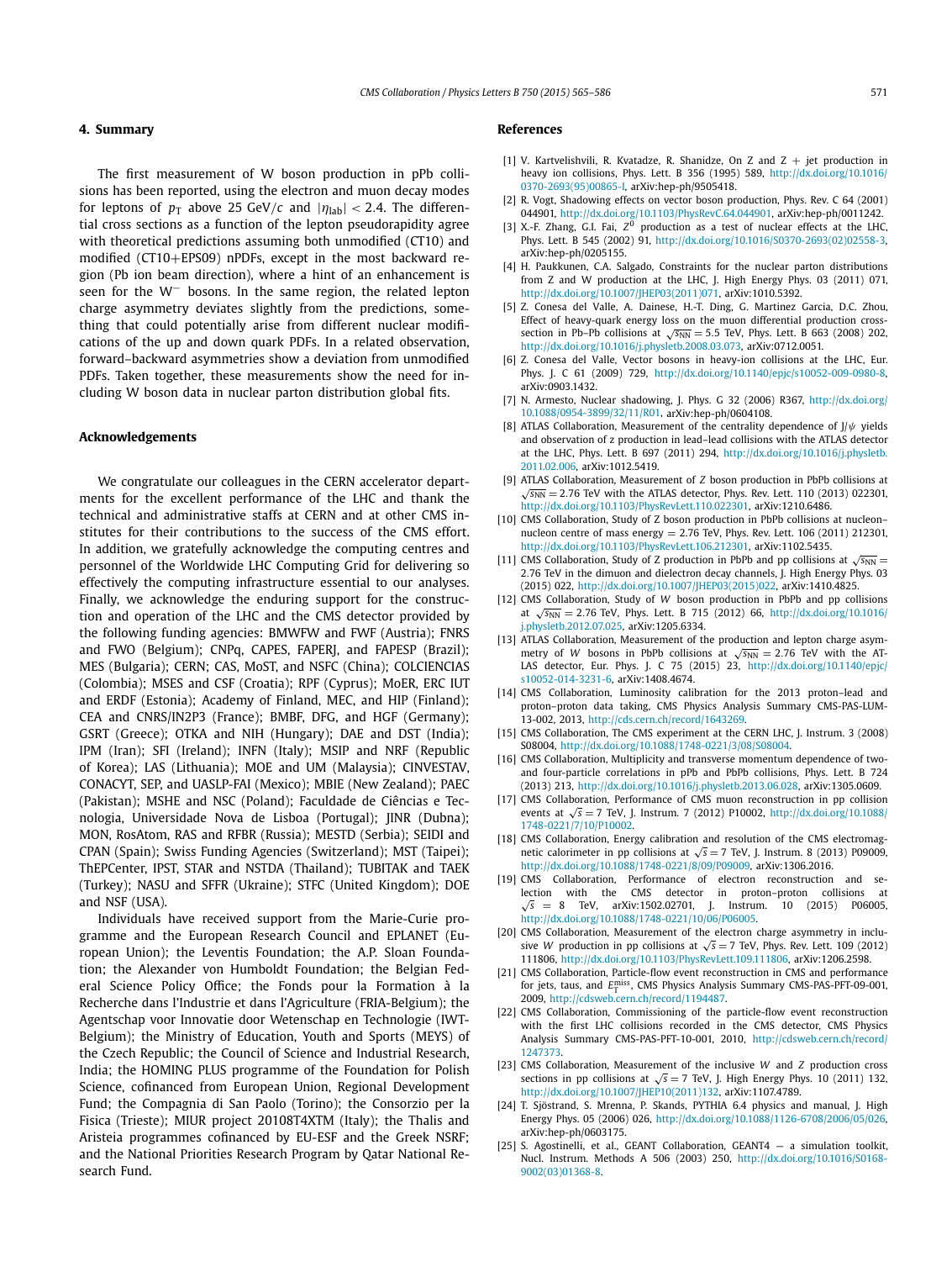## 4. Summary

The first measurement of W boson production in pPb collisions has been reported, using the electron and muon decay modes for leptons of $p_T$ above 25 GeV/$c$ and $|\eta_{lab}| < 2.4$. The differential cross sections as a function of the lepton pseudorapidity agree with theoretical predictions assuming both unmodified (CT10) and modified (CT10+EPS09) nPDFs, except in the most backward region (Pb ion beam direction), where a hint of an enhancement is seen for the $W^-$ bosons. In the same region, the related lepton charge asymmetry deviates slightly from the predictions, something that could potentially arise from different nuclear modifications of the up and down quark PDFs. In a related observation, forward–backward asymmetries show a deviation from unmodified PDFs. Taken together, these measurements show the need for including W boson data in nuclear parton distribution global fits.

## Acknowledgements

We congratulate our colleagues in the CERN accelerator departments for the excellent performance of the LHC and thank the technical and administrative staffs at CERN and at other CMS institutes for their contributions to the success of the CMS effort. In addition, we gratefully acknowledge the computing centres and personnel of the Worldwide LHC Computing Grid for delivering so effectively the computing infrastructure essential to our analyses. Finally, we acknowledge the enduring support for the construction and operation of the LHC and the CMS detector provided by the following funding agencies: BMWFW and FWF (Austria); FNRS and FWO (Belgium); CNPq, CAPES, FAPERJ, and FAPESP (Brazil); MES (Bulgaria); CERN; CAS, MoST, and NSFC (China); COLCIENCIAS (Colombia); MSES and CSF (Croatia); RPF (Cyprus); MoER, ERC IUT and ERDF (Estonia); Academy of Finland, MEC, and HIP (Finland); CEA and CNRS/IN2P3 (France); BMBF, DFG, and HGF (Germany); GSRT (Greece); OTKA and NIH (Hungary); DAE and DST (India); IPM (Iran); SFI (Ireland); INFN (Italy); MSIP and NRF (Republic of Korea); LAS (Lithuania); MOE and UM (Malaysia); CINVESTAV, CONACYT, SEP, and UASLP-FAI (Mexico); MBIE (New Zealand); PAEC (Pakistan); MSHE and NSC (Poland); Faculdade de Ciências e Tecnologia, Universidade Nova de Lisboa (Portugal); JINR (Dubna); MON, RosAtom, RAS and RFBR (Russia); MESTD (Serbia); SEIDI and CPAN (Spain); Swiss Funding Agencies (Switzerland); MST (Taipei); ThEPCenter, IPST, STAR and NSTDA (Thailand); TUBITAK and TAEK (Turkey); NASU and SFFR (Ukraine); STFC (United Kingdom); DOE and NSF (USA).

Individuals have received support from the Marie-Curie programme and the European Research Council and EPLANET (European Union); the Leventis Foundation; the A.P. Sloan Foundation; the Alexander von Humboldt Foundation; the Belgian Federal Science Policy Office; the Fonds pour la Formation à la Recherche dans l'Industrie et dans l'Agriculture (FRIA-Belgium); the Agentschap voor Innovatie door Wetenschap en Technologie (IWT-Belgium); the Ministry of Education, Youth and Sports (MEYS) of the Czech Republic; the Council of Science and Industrial Research, India; the HOMING PLUS programme of the Foundation for Polish Science, cofinanced from European Union, Regional Development Fund; the Compagnia di San Paolo (Torino); the Consorzio per la Fisica (Trieste); MIUR project 20108T4XTM (Italy); the Thalis and Aristeia programmes cofinanced by EU-ESF and the Greek NSRF; and the National Priorities Research Program by Qatar National Research Fund.

## References

[1] V. Kartvelishvili, R. Kvatadze, R. Shanidze, On Z and Z + jet production in heavy ion collisions, Phys. Lett. B 356 (1995) 589, http://dx.doi.org/10.1016/0370-2693(95)00865-I, arXiv:hep-ph/9505418.

[2] R. Vogt, Shadowing effects on vector boson production, Phys. Rev. C 64 (2001) 044901, http://dx.doi.org/10.1103/PhysRevC.64.044901, arXiv:hep-ph/0011242.

[3] X.-F. Zhang, G.I. Fai, $Z^0$ production as a test of nuclear effects at the LHC, Phys. Lett. B 545 (2002) 91, http://dx.doi.org/10.1016/S0370-2693(02)02558-3, arXiv:hep-ph/0205155.

[4] H. Paukkunen, C.A. Salgado, Constraints for the nuclear parton distributions from Z and W production at the LHC, J. High Energy Phys. 03 (2011) 071, http://dx.doi.org/10.1007/JHEP03(2011)071, arXiv:1010.5392.

[5] Z. Conesa del Valle, A. Dainese, H.-T. Ding, G. Martinez Garcia, D.C. Zhou, Effect of heavy-quark energy loss on the muon differential production cross-section in Pb–Pb collisions at $\sqrt{s_{NN}} = 5.5$ TeV, Phys. Lett. B 663 (2008) 202, http://dx.doi.org/10.1016/j.physletb.2008.03.073, arXiv:0712.0051.

[6] Z. Conesa del Valle, Vector bosons in heavy-ion collisions at the LHC, Eur. Phys. J. C 61 (2009) 729, http://dx.doi.org/10.1140/epjc/s10052-009-0980-8, arXiv:0903.1432.

[7] N. Armesto, Nuclear shadowing, J. Phys. G 32 (2006) R367, http://dx.doi.org/10.1088/0954-3899/32/11/R01, arXiv:hep-ph/0604108.

[8] ATLAS Collaboration, Measurement of the centrality dependence of J/$\psi$ yields and observation of z production in lead–lead collisions with the ATLAS detector at the LHC, Phys. Lett. B 697 (2011) 294, http://dx.doi.org/10.1016/j.physletb.2011.02.006, arXiv:1012.5419.

[9] ATLAS Collaboration, Measurement of $Z$ boson production in PbPb collisions at $\sqrt{s_{NN}} = 2.76$ TeV with the ATLAS detector, Phys. Rev. Lett. 110 (2013) 022301, http://dx.doi.org/10.1103/PhysRevLett.110.022301, arXiv:1210.6486.

[10] CMS Collaboration, Study of Z boson production in PbPb collisions at nucleon–nucleon centre of mass energy = 2.76 TeV, Phys. Rev. Lett. 106 (2011) 212301, http://dx.doi.org/10.1103/PhysRevLett.106.212301, arXiv:1102.5435.

[11] CMS Collaboration, Study of Z production in PbPb and pp collisions at $\sqrt{s_{NN}} = 2.76$ TeV in the dimuon and dielectron decay channels, J. High Energy Phys. 03 (2015) 022, http://dx.doi.org/10.1007/JHEP03(2015)022, arXiv:1410.4825.

[12] CMS Collaboration, Study of $W$ boson production in PbPb and pp collisions at $\sqrt{s_{NN}} = 2.76$ TeV, Phys. Lett. B 715 (2012) 66, http://dx.doi.org/10.1016/j.physletb.2012.07.025, arXiv:1205.6334.

[13] ATLAS Collaboration, Measurement of the production and lepton charge asymmetry of $W$ bosons in PbPb collisions at $\sqrt{s_{NN}} = 2.76$ TeV with the ATLAS detector, Eur. Phys. J. C 75 (2015) 23, http://dx.doi.org/10.1140/epjc/s10052-014-3231-6, arXiv:1408.4674.

[14] CMS Collaboration, Luminosity calibration for the 2013 proton–lead and proton–proton data taking, CMS Physics Analysis Summary CMS-PAS-LUM-13-002, 2013, http://cds.cern.ch/record/1643269.

[15] CMS Collaboration, The CMS experiment at the CERN LHC, J. Instrum. 3 (2008) S08004, http://dx.doi.org/10.1088/1748-0221/3/08/S08004.

[16] CMS Collaboration, Multiplicity and transverse momentum dependence of two- and four-particle correlations in pPb and PbPb collisions, Phys. Lett. B 724 (2013) 213, http://dx.doi.org/10.1016/j.physletb.2013.06.028, arXiv:1305.0609.

[17] CMS Collaboration, Performance of CMS muon reconstruction in pp collision events at $\sqrt{s} = 7$ TeV, J. Instrum. 7 (2012) P10002, http://dx.doi.org/10.1088/1748-0221/7/10/P10002.

[18] CMS Collaboration, Energy calibration and resolution of the CMS electromagnetic calorimeter in pp collisions at $\sqrt{s} = 7$ TeV, J. Instrum. 8 (2013) P09009, http://dx.doi.org/10.1088/1748-0221/8/09/P09009, arXiv:1306.2016.

[19] CMS Collaboration, Performance of electron reconstruction and selection with the CMS detector in proton–proton collisions at $\sqrt{s} = 8$ TeV, arXiv:1502.02701, J. Instrum. 10 (2015) P06005, http://dx.doi.org/10.1088/1748-0221/10/06/P06005.

[20] CMS Collaboration, Measurement of the electron charge asymmetry in inclusive $W$ production in pp collisions at $\sqrt{s} = 7$ TeV, Phys. Rev. Lett. 109 (2012) 111806, http://dx.doi.org/10.1103/PhysRevLett.109.111806, arXiv:1206.2598.

[21] CMS Collaboration, Particle-flow event reconstruction in CMS and performance for jets, taus, and $E_T^{miss}$, CMS Physics Analysis Summary CMS-PAS-PFT-09-001, 2009, http://cdsweb.cern.ch/record/1194487.

[22] CMS Collaboration, Commissioning of the particle-flow event reconstruction with the first LHC collisions recorded in the CMS detector, CMS Physics Analysis Summary CMS-PAS-PFT-10-001, 2010, http://cdsweb.cern.ch/record/1247373.

[23] CMS Collaboration, Measurement of the inclusive $W$ and $Z$ production cross sections in pp collisions at $\sqrt{s} = 7$ TeV, J. High Energy Phys. 10 (2011) 132, http://dx.doi.org/10.1007/JHEP10(2011)132, arXiv:1107.4789.

[24] T. Sjöstrand, S. Mrenna, P. Skands, PYTHIA 6.4 physics and manual, J. High Energy Phys. 05 (2006) 026, http://dx.doi.org/10.1088/1126-6708/2006/05/026, arXiv:hep-ph/0603175.

[25] S. Agostinelli, et al., GEANT Collaboration, GEANT4 — a simulation toolkit, Nucl. Instrum. Methods A 506 (2003) 250, http://dx.doi.org/10.1016/S0168-9002(03)01368-8.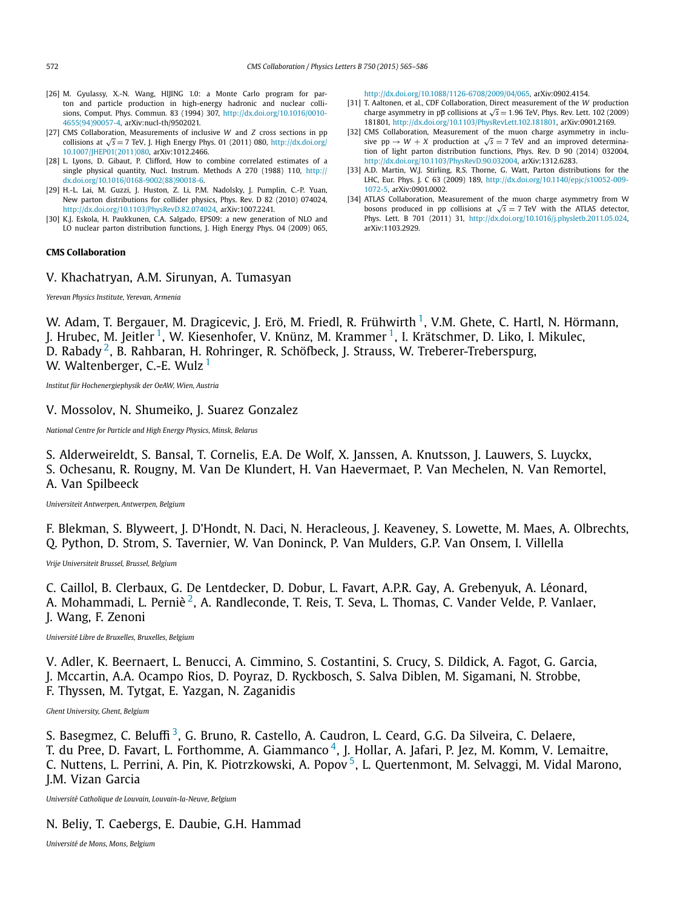[26] M. Gyulassy, X.-N. Wang, HIJING 1.0: a Monte Carlo program for parton and particle production in high-energy hadronic and nuclear collisions, Comput. Phys. Commun. 83 (1994) 307, http://dx.doi.org/10.1016/0010-4655(94)90057-4, arXiv:nucl-th/9502021.

[27] CMS Collaboration, Measurements of inclusive $W$ and $Z$ cross sections in pp collisions at $\sqrt{s} = 7$ TeV, J. High Energy Phys. 01 (2011) 080, http://dx.doi.org/10.1007/JHEP01(2011)080, arXiv:1012.2466.

[28] L. Lyons, D. Gibaut, P. Clifford, How to combine correlated estimates of a single physical quantity, Nucl. Instrum. Methods A 270 (1988) 110, http://dx.doi.org/10.1016/0168-9002(88)90018-6.

[29] H.-L. Lai, M. Guzzi, J. Huston, Z. Li, P.M. Nadolsky, J. Pumplin, C.-P. Yuan, New parton distributions for collider physics, Phys. Rev. D 82 (2010) 074024, http://dx.doi.org/10.1103/PhysRevD.82.074024, arXiv:1007.2241.

[30] K.J. Eskola, H. Paukkunen, C.A. Salgado, EPS09: a new generation of NLO and LO nuclear parton distribution functions, J. High Energy Phys. 04 (2009) 065, http://dx.doi.org/10.1088/1126-6708/2009/04/065, arXiv:0902.4154.

[31] T. Aaltonen, et al., CDF Collaboration, Direct measurement of the $W$ production charge asymmetry in $p\overline{p}$ collisions at $\sqrt{s} = 1.96$ TeV, Phys. Rev. Lett. 102 (2009) 181801, http://dx.doi.org/10.1103/PhysRevLett.102.181801, arXiv:0901.2169.

[32] CMS Collaboration, Measurement of the muon charge asymmetry in inclusive $pp \to W + X$ production at $\sqrt{s} = 7$ TeV and an improved determination of light parton distribution functions, Phys. Rev. D 90 (2014) 032004, http://dx.doi.org/10.1103/PhysRevD.90.032004, arXiv:1312.6283.

[33] A.D. Martin, W.J. Stirling, R.S. Thorne, G. Watt, Parton distributions for the LHC, Eur. Phys. J. C 63 (2009) 189, http://dx.doi.org/10.1140/epjc/s10052-009-1072-5, arXiv:0901.0002.

[34] ATLAS Collaboration, Measurement of the muon charge asymmetry from W bosons produced in pp collisions at $\sqrt{s} = 7$ TeV with the ATLAS detector, Phys. Lett. B 701 (2011) 31, http://dx.doi.org/10.1016/j.physletb.2011.05.024, arXiv:1103.2929.

**CMS Collaboration**

V. Khachatryan, A.M. Sirunyan, A. Tumasyan

*Yerevan Physics Institute, Yerevan, Armenia*

W. Adam, T. Bergauer, M. Dragicevic, J. Erö, M. Friedl, R. Frühwirth [1], V.M. Ghete, C. Hartl, N. Hörmann, J. Hrubec, M. Jeitler [1], W. Kiesenhofer, V. Knünz, M. Krammer [1], I. Krätschmer, D. Liko, I. Mikulec, D. Rabady [2], B. Rahbaran, H. Rohringer, R. Schöfbeck, J. Strauss, W. Treberer-Treberspurg, W. Waltenberger, C.-E. Wulz [1]

*Institut für Hochenergiephysik der OeAW, Wien, Austria*

V. Mossolov, N. Shumeiko, J. Suarez Gonzalez

*National Centre for Particle and High Energy Physics, Minsk, Belarus*

S. Alderweireldt, S. Bansal, T. Cornelis, E.A. De Wolf, X. Janssen, A. Knutsson, J. Lauwers, S. Luyckx, S. Ochesanu, R. Rougny, M. Van De Klundert, H. Van Haevermaet, P. Van Mechelen, N. Van Remortel, A. Van Spilbeeck

*Universiteit Antwerpen, Antwerpen, Belgium*

F. Blekman, S. Blyweert, J. D'Hondt, N. Daci, N. Heracleous, J. Keaveney, S. Lowette, M. Maes, A. Olbrechts, Q. Python, D. Strom, S. Tavernier, W. Van Doninck, P. Van Mulders, G.P. Van Onsem, I. Villella

*Vrije Universiteit Brussel, Brussel, Belgium*

C. Caillol, B. Clerbaux, G. De Lentdecker, D. Dobur, L. Favart, A.P.R. Gay, A. Grebenyuk, A. Léonard, A. Mohammadi, L. Perniè [2], A. Randleconde, T. Reis, T. Seva, L. Thomas, C. Vander Velde, P. Vanlaer, J. Wang, F. Zenoni

*Université Libre de Bruxelles, Bruxelles, Belgium*

V. Adler, K. Beernaert, L. Benucci, A. Cimmino, S. Costantini, S. Crucy, S. Dildick, A. Fagot, G. Garcia, J. Mccartin, A.A. Ocampo Rios, D. Poyraz, D. Ryckbosch, S. Salva Diblen, M. Sigamani, N. Strobbe, F. Thyssen, M. Tytgat, E. Yazgan, N. Zaganidis

*Ghent University, Ghent, Belgium*

S. Basegmez, C. Beluffi [3], G. Bruno, R. Castello, A. Caudron, L. Ceard, G.G. Da Silveira, C. Delaere, T. du Pree, D. Favart, L. Forthomme, A. Giammanco [4], J. Hollar, A. Jafari, P. Jez, M. Komm, V. Lemaitre, C. Nuttens, L. Perrini, A. Pin, K. Piotrzkowski, A. Popov [5], L. Quertenmont, M. Selvaggi, M. Vidal Marono, J.M. Vizan Garcia

*Université Catholique de Louvain, Louvain-la-Neuve, Belgium*

N. Beliy, T. Caebergs, E. Daubie, G.H. Hammad

*Université de Mons, Mons, Belgium*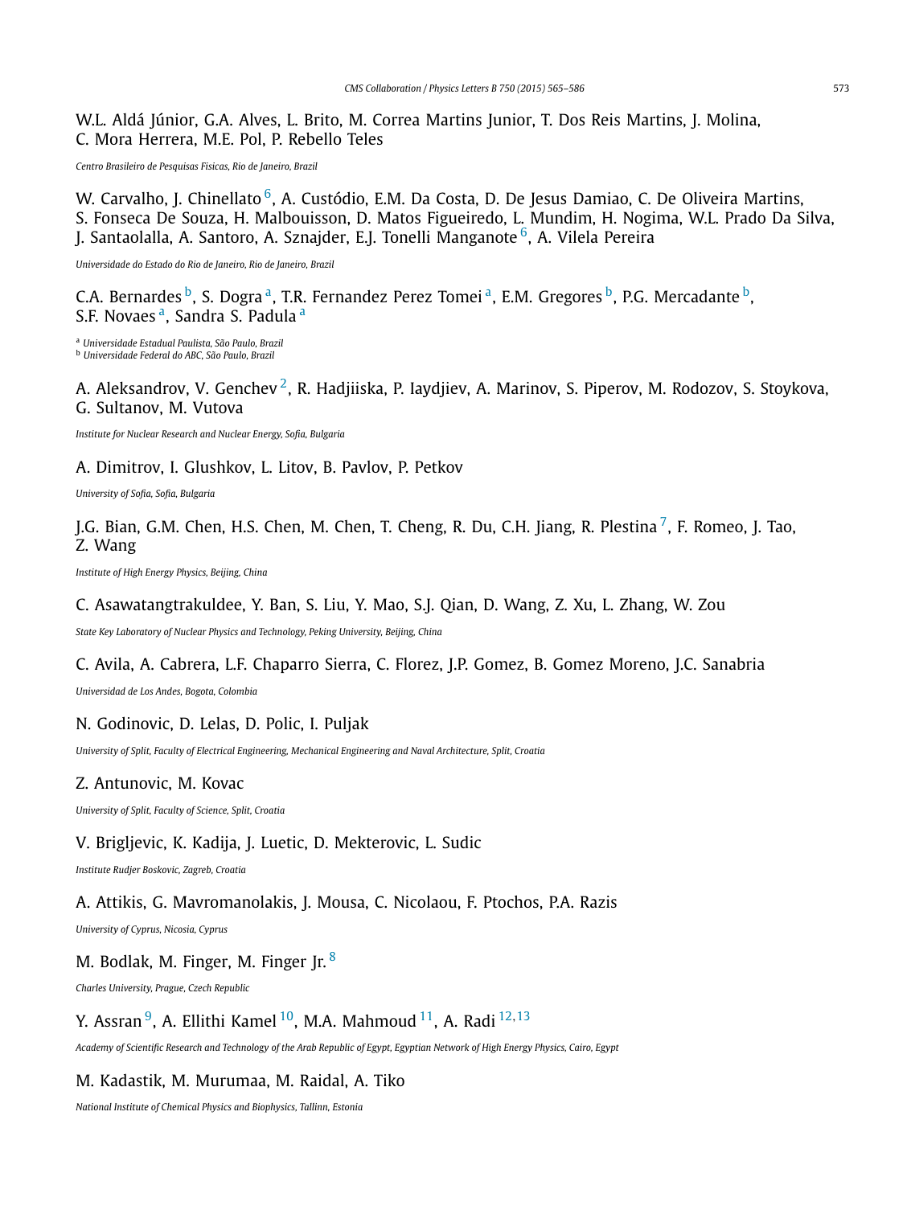W.L. Aldá Júnior, G.A. Alves, L. Brito, M. Correa Martins Junior, T. Dos Reis Martins, J. Molina, C. Mora Herrera, M.E. Pol, P. Rebello Teles

*Centro Brasileiro de Pesquisas Fisicas, Rio de Janeiro, Brazil*

W. Carvalho, J. Chinellato [6], A. Custódio, E.M. Da Costa, D. De Jesus Damiao, C. De Oliveira Martins, S. Fonseca De Souza, H. Malbouisson, D. Matos Figueiredo, L. Mundim, H. Nogima, W.L. Prado Da Silva, J. Santaolalla, A. Santoro, A. Sznajder, E.J. Tonelli Manganote [6], A. Vilela Pereira

*Universidade do Estado do Rio de Janeiro, Rio de Janeiro, Brazil*

C.A. Bernardes [b], S. Dogra [a], T.R. Fernandez Perez Tomei [a], E.M. Gregores [b], P.G. Mercadante [b], S.F. Novaes [a], Sandra S. Padula [a]

[a] *Universidade Estadual Paulista, São Paulo, Brazil*
[b] *Universidade Federal do ABC, São Paulo, Brazil*

A. Aleksandrov, V. Genchev [2], R. Hadjiiska, P. Iaydjiev, A. Marinov, S. Piperov, M. Rodozov, S. Stoykova, G. Sultanov, M. Vutova

*Institute for Nuclear Research and Nuclear Energy, Sofia, Bulgaria*

A. Dimitrov, I. Glushkov, L. Litov, B. Pavlov, P. Petkov

*University of Sofia, Sofia, Bulgaria*

J.G. Bian, G.M. Chen, H.S. Chen, M. Chen, T. Cheng, R. Du, C.H. Jiang, R. Plestina [7], F. Romeo, J. Tao, Z. Wang

*Institute of High Energy Physics, Beijing, China*

C. Asawatangtrakuldee, Y. Ban, S. Liu, Y. Mao, S.J. Qian, D. Wang, Z. Xu, L. Zhang, W. Zou

*State Key Laboratory of Nuclear Physics and Technology, Peking University, Beijing, China*

C. Avila, A. Cabrera, L.F. Chaparro Sierra, C. Florez, J.P. Gomez, B. Gomez Moreno, J.C. Sanabria

*Universidad de Los Andes, Bogota, Colombia*

N. Godinovic, D. Lelas, D. Polic, I. Puljak

*University of Split, Faculty of Electrical Engineering, Mechanical Engineering and Naval Architecture, Split, Croatia*

Z. Antunovic, M. Kovac

*University of Split, Faculty of Science, Split, Croatia*

V. Brigljevic, K. Kadija, J. Luetic, D. Mekterovic, L. Sudic

*Institute Rudjer Boskovic, Zagreb, Croatia*

A. Attikis, G. Mavromanolakis, J. Mousa, C. Nicolaou, F. Ptochos, P.A. Razis

*University of Cyprus, Nicosia, Cyprus*

M. Bodlak, M. Finger, M. Finger Jr. [8]

*Charles University, Prague, Czech Republic*

Y. Assran [9], A. Ellithi Kamel [10], M.A. Mahmoud [11], A. Radi [12,13]

*Academy of Scientific Research and Technology of the Arab Republic of Egypt, Egyptian Network of High Energy Physics, Cairo, Egypt*

M. Kadastik, M. Murumaa, M. Raidal, A. Tiko

*National Institute of Chemical Physics and Biophysics, Tallinn, Estonia*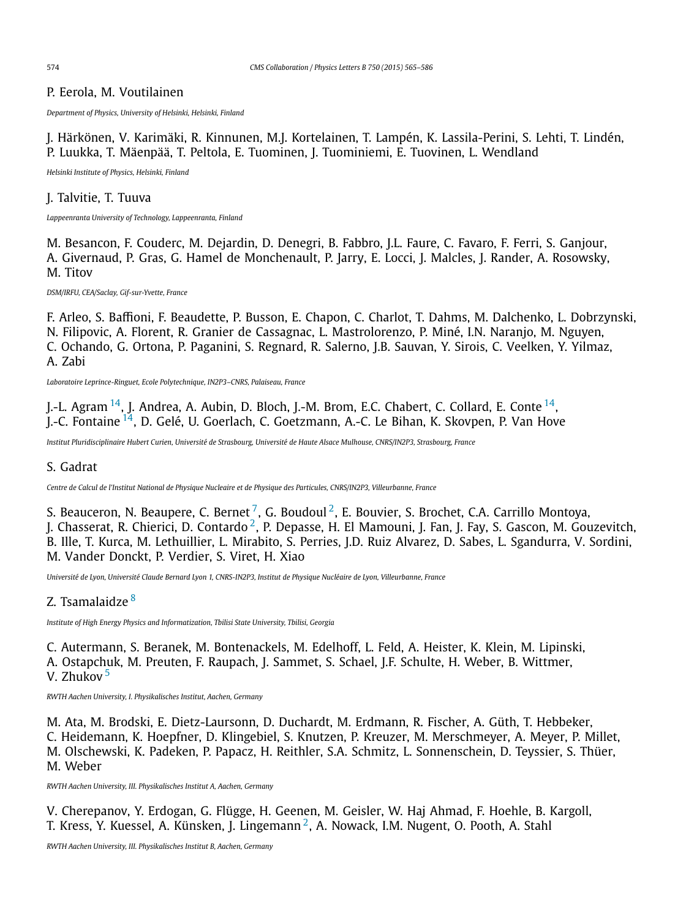P. Eerola, M. Voutilainen

*Department of Physics, University of Helsinki, Helsinki, Finland*

J. Härkönen, V. Karimäki, R. Kinnunen, M.J. Kortelainen, T. Lampén, K. Lassila-Perini, S. Lehti, T. Lindén, P. Luukka, T. Mäenpää, T. Peltola, E. Tuominen, J. Tuominiemi, E. Tuovinen, L. Wendland

*Helsinki Institute of Physics, Helsinki, Finland*

J. Talvitie, T. Tuuva

*Lappeenranta University of Technology, Lappeenranta, Finland*

M. Besancon, F. Couderc, M. Dejardin, D. Denegri, B. Fabbro, J.L. Faure, C. Favaro, F. Ferri, S. Ganjour, A. Givernaud, P. Gras, G. Hamel de Monchenault, P. Jarry, E. Locci, J. Malcles, J. Rander, A. Rosowsky, M. Titov

*DSM/IRFU, CEA/Saclay, Gif-sur-Yvette, France*

F. Arleo, S. Baffioni, F. Beaudette, P. Busson, E. Chapon, C. Charlot, T. Dahms, M. Dalchenko, L. Dobrzynski, N. Filipovic, A. Florent, R. Granier de Cassagnac, L. Mastrolorenzo, P. Miné, I.N. Naranjo, M. Nguyen, C. Ochando, G. Ortona, P. Paganini, S. Regnard, R. Salerno, J.B. Sauvan, Y. Sirois, C. Veelken, Y. Yilmaz, A. Zabi

*Laboratoire Leprince-Ringuet, Ecole Polytechnique, IN2P3–CNRS, Palaiseau, France*

J.-L. Agram [14], J. Andrea, A. Aubin, D. Bloch, J.-M. Brom, E.C. Chabert, C. Collard, E. Conte [14], J.-C. Fontaine [14], D. Gelé, U. Goerlach, C. Goetzmann, A.-C. Le Bihan, K. Skovpen, P. Van Hove

*Institut Pluridisciplinaire Hubert Curien, Université de Strasbourg, Université de Haute Alsace Mulhouse, CNRS/IN2P3, Strasbourg, France*

S. Gadrat

*Centre de Calcul de l'Institut National de Physique Nucleaire et de Physique des Particules, CNRS/IN2P3, Villeurbanne, France*

S. Beauceron, N. Beaupere, C. Bernet [7], G. Boudoul [2], E. Bouvier, S. Brochet, C.A. Carrillo Montoya, J. Chasserat, R. Chierici, D. Contardo [2], P. Depasse, H. El Mamouni, J. Fan, J. Fay, S. Gascon, M. Gouzevitch, B. Ille, T. Kurca, M. Lethuillier, L. Mirabito, S. Perries, J.D. Ruiz Alvarez, D. Sabes, L. Sgandurra, V. Sordini, M. Vander Donckt, P. Verdier, S. Viret, H. Xiao

*Université de Lyon, Université Claude Bernard Lyon 1, CNRS-IN2P3, Institut de Physique Nucléaire de Lyon, Villeurbanne, France*

Z. Tsamalaidze [8]

*Institute of High Energy Physics and Informatization, Tbilisi State University, Tbilisi, Georgia*

C. Autermann, S. Beranek, M. Bontenackels, M. Edelhoff, L. Feld, A. Heister, K. Klein, M. Lipinski, A. Ostapchuk, M. Preuten, F. Raupach, J. Sammet, S. Schael, J.F. Schulte, H. Weber, B. Wittmer, V. Zhukov [5]

*RWTH Aachen University, I. Physikalisches Institut, Aachen, Germany*

M. Ata, M. Brodski, E. Dietz-Laursonn, D. Duchardt, M. Erdmann, R. Fischer, A. Güth, T. Hebbeker, C. Heidemann, K. Hoepfner, D. Klingebiel, S. Knutzen, P. Kreuzer, M. Merschmeyer, A. Meyer, P. Millet, M. Olschewski, K. Padeken, P. Papacz, H. Reithler, S.A. Schmitz, L. Sonnenschein, D. Teyssier, S. Thüer, M. Weber

*RWTH Aachen University, III. Physikalisches Institut A, Aachen, Germany*

V. Cherepanov, Y. Erdogan, G. Flügge, H. Geenen, M. Geisler, W. Haj Ahmad, F. Hoehle, B. Kargoll, T. Kress, Y. Kuessel, A. Künsken, J. Lingemann [2], A. Nowack, I.M. Nugent, O. Pooth, A. Stahl

*RWTH Aachen University, III. Physikalisches Institut B, Aachen, Germany*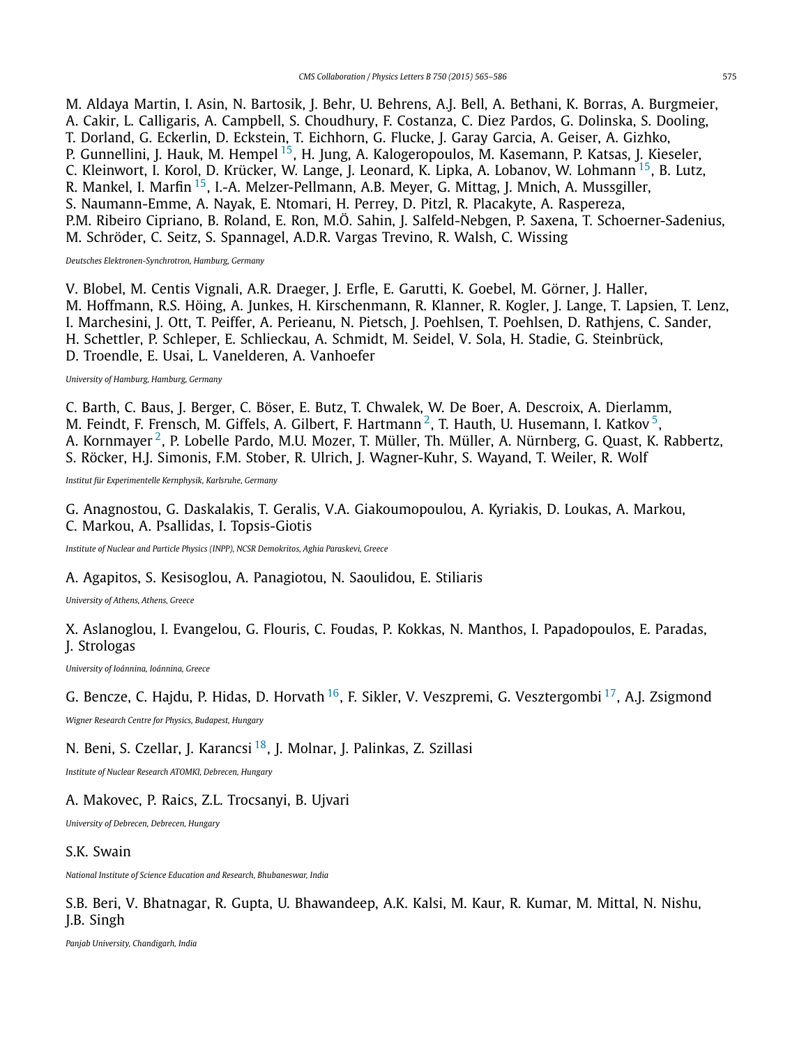M. Aldaya Martin, I. Asin, N. Bartosik, J. Behr, U. Behrens, A.J. Bell, A. Bethani, K. Borras, A. Burgmeier, A. Cakir, L. Calligaris, A. Campbell, S. Choudhury, F. Costanza, C. Diez Pardos, G. Dolinska, S. Dooling, T. Dorland, G. Eckerlin, D. Eckstein, T. Eichhorn, G. Flucke, J. Garay Garcia, A. Geiser, A. Gizhko, P. Gunnellini, J. Hauk, M. Hempel [15], H. Jung, A. Kalogeropoulos, M. Kasemann, P. Katsas, J. Kieseler, C. Kleinwort, I. Korol, D. Krücker, W. Lange, J. Leonard, K. Lipka, A. Lobanov, W. Lohmann [15], B. Lutz, R. Mankel, I. Marfin [15], I.-A. Melzer-Pellmann, A.B. Meyer, G. Mittag, J. Mnich, A. Mussgiller, S. Naumann-Emme, A. Nayak, E. Ntomari, H. Perrey, D. Pitzl, R. Placakyte, A. Raspereza, P.M. Ribeiro Cipriano, B. Roland, E. Ron, M.Ö. Sahin, J. Salfeld-Nebgen, P. Saxena, T. Schoerner-Sadenius, M. Schröder, C. Seitz, S. Spannagel, A.D.R. Vargas Trevino, R. Walsh, C. Wissing

*Deutsches Elektronen-Synchrotron, Hamburg, Germany*

V. Blobel, M. Centis Vignali, A.R. Draeger, J. Erfle, E. Garutti, K. Goebel, M. Görner, J. Haller, M. Hoffmann, R.S. Höing, A. Junkes, H. Kirschenmann, R. Klanner, R. Kogler, J. Lange, T. Lapsien, T. Lenz, I. Marchesini, J. Ott, T. Peiffer, A. Perieanu, N. Pietsch, J. Poehlsen, T. Poehlsen, D. Rathjens, C. Sander, H. Schettler, P. Schleper, E. Schlieckau, A. Schmidt, M. Seidel, V. Sola, H. Stadie, G. Steinbrück, D. Troendle, E. Usai, L. Vanelderen, A. Vanhoefer

*University of Hamburg, Hamburg, Germany*

C. Barth, C. Baus, J. Berger, C. Böser, E. Butz, T. Chwalek, W. De Boer, A. Descroix, A. Dierlamm, M. Feindt, F. Frensch, M. Giffels, A. Gilbert, F. Hartmann [2], T. Hauth, U. Husemann, I. Katkov [5], A. Kornmayer [2], P. Lobelle Pardo, M.U. Mozer, T. Müller, Th. Müller, A. Nürnberg, G. Quast, K. Rabbertz, S. Röcker, H.J. Simonis, F.M. Stober, R. Ulrich, J. Wagner-Kuhr, S. Wayand, T. Weiler, R. Wolf

*Institut für Experimentelle Kernphysik, Karlsruhe, Germany*

G. Anagnostou, G. Daskalakis, T. Geralis, V.A. Giakoumopoulou, A. Kyriakis, D. Loukas, A. Markou, C. Markou, A. Psallidas, I. Topsis-Giotis

*Institute of Nuclear and Particle Physics (INPP), NCSR Demokritos, Aghia Paraskevi, Greece*

A. Agapitos, S. Kesisoglou, A. Panagiotou, N. Saoulidou, E. Stiliaris

*University of Athens, Athens, Greece*

X. Aslanoglou, I. Evangelou, G. Flouris, C. Foudas, P. Kokkas, N. Manthos, I. Papadopoulos, E. Paradas, J. Strologas

*University of Ioánnina, Ioánnina, Greece*

G. Bencze, C. Hajdu, P. Hidas, D. Horvath [16], F. Sikler, V. Veszpremi, G. Vesztergombi [17], A.J. Zsigmond

*Wigner Research Centre for Physics, Budapest, Hungary*

N. Beni, S. Czellar, J. Karancsi [18], J. Molnar, J. Palinkas, Z. Szillasi

*Institute of Nuclear Research ATOMKI, Debrecen, Hungary*

A. Makovec, P. Raics, Z.L. Trocsanyi, B. Ujvari

*University of Debrecen, Debrecen, Hungary*

S.K. Swain

*National Institute of Science Education and Research, Bhubaneswar, India*

S.B. Beri, V. Bhatnagar, R. Gupta, U. Bhawandeep, A.K. Kalsi, M. Kaur, R. Kumar, M. Mittal, N. Nishu, J.B. Singh

*Panjab University, Chandigarh, India*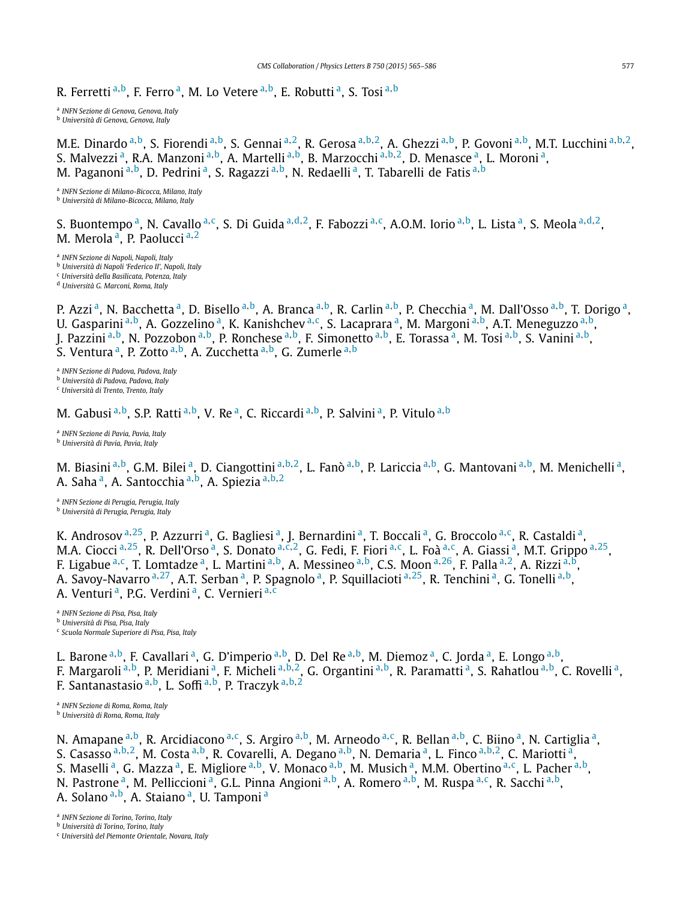R. Ferretti [a,b], F. Ferro [a], M. Lo Vetere [a,b], E. Robutti [a], S. Tosi [a,b]

[a] *INFN Sezione di Genova, Genova, Italy*
[b] *Università di Genova, Genova, Italy*

M.E. Dinardo [a,b], S. Fiorendi [a,b], S. Gennai [a,2], R. Gerosa [a,b,2], A. Ghezzi [a,b], P. Govoni [a,b], M.T. Lucchini [a,b,2], S. Malvezzi [a], R.A. Manzoni [a,b], A. Martelli [a,b], B. Marzocchi [a,b,2], D. Menasce [a], L. Moroni [a], M. Paganoni [a,b], D. Pedrini [a], S. Ragazzi [a,b], N. Redaelli [a], T. Tabarelli de Fatis [a,b]

[a] *INFN Sezione di Milano-Bicocca, Milano, Italy*
[b] *Università di Milano-Bicocca, Milano, Italy*

S. Buontempo [a], N. Cavallo [a,c], S. Di Guida [a,d,2], F. Fabozzi [a,c], A.O.M. Iorio [a,b], L. Lista [a], S. Meola [a,d,2], M. Merola [a], P. Paolucci [a,2]

[a] *INFN Sezione di Napoli, Napoli, Italy*
[b] *Università di Napoli 'Federico II', Napoli, Italy*
[c] *Università della Basilicata, Potenza, Italy*
[d] *Università G. Marconi, Roma, Italy*

P. Azzi [a], N. Bacchetta [a], D. Bisello [a,b], A. Branca [a,b], R. Carlin [a,b], P. Checchia [a], M. Dall'Osso [a,b], T. Dorigo [a], U. Gasparini [a,b], A. Gozzelino [a], K. Kanishchev [a,c], S. Lacaprara [a], M. Margoni [a,b], A.T. Meneguzzo [a,b], J. Pazzini [a,b], N. Pozzobon [a,b], P. Ronchese [a,b], F. Simonetto [a,b], E. Torassa [a], M. Tosi [a,b], S. Vanini [a,b], S. Ventura [a], P. Zotto [a,b], A. Zucchetta [a,b], G. Zumerle [a,b]

[a] *INFN Sezione di Padova, Padova, Italy*
[b] *Università di Padova, Padova, Italy*
[c] *Università di Trento, Trento, Italy*

M. Gabusi [a,b], S.P. Ratti [a,b], V. Re [a], C. Riccardi [a,b], P. Salvini [a], P. Vitulo [a,b]

[a] *INFN Sezione di Pavia, Pavia, Italy*
[b] *Università di Pavia, Pavia, Italy*

M. Biasini [a,b], G.M. Bilei [a], D. Ciangottini [a,b,2], L. Fanò [a,b], P. Lariccia [a,b], G. Mantovani [a,b], M. Menichelli [a], A. Saha [a], A. Santocchia [a,b], A. Spiezia [a,b,2]

[a] *INFN Sezione di Perugia, Perugia, Italy*
[b] *Università di Perugia, Perugia, Italy*

K. Androsov [a,25], P. Azzurri [a], G. Bagliesi [a], J. Bernardini [a], T. Boccali [a], G. Broccolo [a,c], R. Castaldi [a], M.A. Ciocci [a,25], R. Dell'Orso [a], S. Donato [a,c,2], G. Fedi, F. Fiori [a,c], L. Foà [a,c], A. Giassi [a], M.T. Grippo [a,25], F. Ligabue [a,c], T. Lomtadze [a], L. Martini [a,b], A. Messineo [a,b], C.S. Moon [a,26], F. Palla [a,2], A. Rizzi [a,b], A. Savoy-Navarro [a,27], A.T. Serban [a], P. Spagnolo [a], P. Squillacioti [a,25], R. Tenchini [a], G. Tonelli [a,b], A. Venturi [a], P.G. Verdini [a], C. Vernieri [a,c]

[a] *INFN Sezione di Pisa, Pisa, Italy*
[b] *Università di Pisa, Pisa, Italy*
[c] *Scuola Normale Superiore di Pisa, Pisa, Italy*

L. Barone [a,b], F. Cavallari [a], G. D'imperio [a,b], D. Del Re [a,b], M. Diemoz [a], C. Jorda [a], E. Longo [a,b], F. Margaroli [a,b], P. Meridiani [a], F. Micheli [a,b,2], G. Organtini [a,b], R. Paramatti [a], S. Rahatlou [a,b], C. Rovelli [a], F. Santanastasio [a,b], L. Soffi [a,b], P. Traczyk [a,b,2]

[a] *INFN Sezione di Roma, Roma, Italy*
[b] *Università di Roma, Roma, Italy*

N. Amapane [a,b], R. Arcidiacono [a,c], S. Argiro [a,b], M. Arneodo [a,c], R. Bellan [a,b], C. Biino [a], N. Cartiglia [a], S. Casasso [a,b,2], M. Costa [a,b], R. Covarelli, A. Degano [a,b], N. Demaria [a], L. Finco [a,b,2], C. Mariotti [a], S. Maselli [a], G. Mazza [a], E. Migliore [a,b], V. Monaco [a,b], M. Musich [a], M.M. Obertino [a,c], L. Pacher [a,b], N. Pastrone [a], M. Pelliccioni [a], G.L. Pinna Angioni [a,b], A. Romero [a,b], M. Ruspa [a,c], R. Sacchi [a,b], A. Solano [a,b], A. Staiano [a], U. Tamponi [a]

[a] *INFN Sezione di Torino, Torino, Italy*
[b] *Università di Torino, Torino, Italy*
[c] *Università del Piemonte Orientale, Novara, Italy*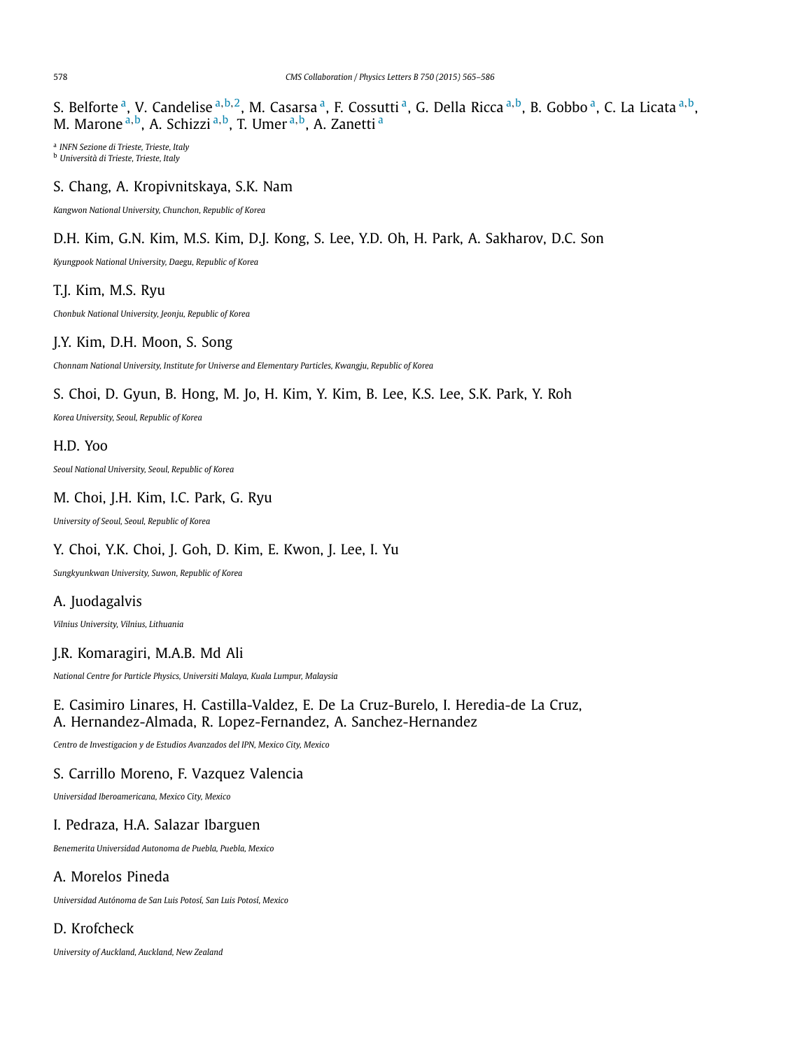S. Belforte [a], V. Candelise [a,b,2], M. Casarsa [a], F. Cossutti [a], G. Della Ricca [a,b], B. Gobbo [a], C. La Licata [a,b], M. Marone [a,b], A. Schizzi [a,b], T. Umer [a,b], A. Zanetti [a]

[a] *INFN Sezione di Trieste, Trieste, Italy*
[b] *Università di Trieste, Trieste, Italy*

S. Chang, A. Kropivnitskaya, S.K. Nam

*Kangwon National University, Chunchon, Republic of Korea*

D.H. Kim, G.N. Kim, M.S. Kim, D.J. Kong, S. Lee, Y.D. Oh, H. Park, A. Sakharov, D.C. Son

*Kyungpook National University, Daegu, Republic of Korea*

T.J. Kim, M.S. Ryu

*Chonbuk National University, Jeonju, Republic of Korea*

J.Y. Kim, D.H. Moon, S. Song

*Chonnam National University, Institute for Universe and Elementary Particles, Kwangju, Republic of Korea*

S. Choi, D. Gyun, B. Hong, M. Jo, H. Kim, Y. Kim, B. Lee, K.S. Lee, S.K. Park, Y. Roh

*Korea University, Seoul, Republic of Korea*

H.D. Yoo

*Seoul National University, Seoul, Republic of Korea*

M. Choi, J.H. Kim, I.C. Park, G. Ryu

*University of Seoul, Seoul, Republic of Korea*

Y. Choi, Y.K. Choi, J. Goh, D. Kim, E. Kwon, J. Lee, I. Yu

*Sungkyunkwan University, Suwon, Republic of Korea*

A. Juodagalvis

*Vilnius University, Vilnius, Lithuania*

J.R. Komaragiri, M.A.B. Md Ali

*National Centre for Particle Physics, Universiti Malaya, Kuala Lumpur, Malaysia*

E. Casimiro Linares, H. Castilla-Valdez, E. De La Cruz-Burelo, I. Heredia-de La Cruz, A. Hernandez-Almada, R. Lopez-Fernandez, A. Sanchez-Hernandez

*Centro de Investigacion y de Estudios Avanzados del IPN, Mexico City, Mexico*

S. Carrillo Moreno, F. Vazquez Valencia

*Universidad Iberoamericana, Mexico City, Mexico*

I. Pedraza, H.A. Salazar Ibarguen

*Benemerita Universidad Autonoma de Puebla, Puebla, Mexico*

A. Morelos Pineda

*Universidad Autónoma de San Luis Potosí, San Luis Potosí, Mexico*

D. Krofcheck

*University of Auckland, Auckland, New Zealand*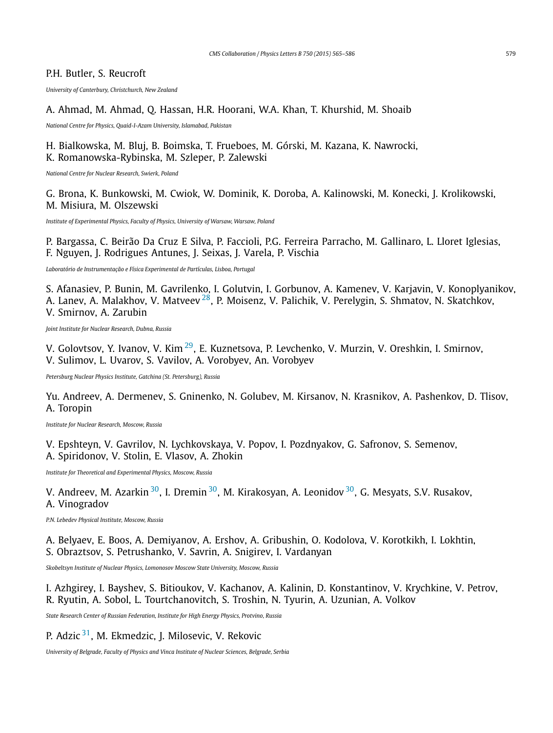P.H. Butler, S. Reucroft

*University of Canterbury, Christchurch, New Zealand*

A. Ahmad, M. Ahmad, Q. Hassan, H.R. Hoorani, W.A. Khan, T. Khurshid, M. Shoaib

*National Centre for Physics, Quaid-I-Azam University, Islamabad, Pakistan*

H. Bialkowska, M. Bluj, B. Boimska, T. Frueboes, M. Górski, M. Kazana, K. Nawrocki, K. Romanowska-Rybinska, M. Szleper, P. Zalewski

*National Centre for Nuclear Research, Swierk, Poland*

G. Brona, K. Bunkowski, M. Cwiok, W. Dominik, K. Doroba, A. Kalinowski, M. Konecki, J. Krolikowski, M. Misiura, M. Olszewski

*Institute of Experimental Physics, Faculty of Physics, University of Warsaw, Warsaw, Poland*

P. Bargassa, C. Beirão Da Cruz E Silva, P. Faccioli, P.G. Ferreira Parracho, M. Gallinaro, L. Lloret Iglesias, F. Nguyen, J. Rodrigues Antunes, J. Seixas, J. Varela, P. Vischia

*Laboratório de Instrumentação e Física Experimental de Partículas, Lisboa, Portugal*

S. Afanasiev, P. Bunin, M. Gavrilenko, I. Golutvin, I. Gorbunov, A. Kamenev, V. Karjavin, V. Konoplyanikov, A. Lanev, A. Malakhov, V. Matveev [28], P. Moisenz, V. Palichik, V. Perelygin, S. Shmatov, N. Skatchkov, V. Smirnov, A. Zarubin

*Joint Institute for Nuclear Research, Dubna, Russia*

V. Golovtsov, Y. Ivanov, V. Kim [29], E. Kuznetsova, P. Levchenko, V. Murzin, V. Oreshkin, I. Smirnov, V. Sulimov, L. Uvarov, S. Vavilov, A. Vorobyev, An. Vorobyev

*Petersburg Nuclear Physics Institute, Gatchina (St. Petersburg), Russia*

Yu. Andreev, A. Dermenev, S. Gninenko, N. Golubev, M. Kirsanov, N. Krasnikov, A. Pashenkov, D. Tlisov, A. Toropin

*Institute for Nuclear Research, Moscow, Russia*

V. Epshteyn, V. Gavrilov, N. Lychkovskaya, V. Popov, I. Pozdnyakov, G. Safronov, S. Semenov, A. Spiridonov, V. Stolin, E. Vlasov, A. Zhokin

*Institute for Theoretical and Experimental Physics, Moscow, Russia*

V. Andreev, M. Azarkin [30], I. Dremin [30], M. Kirakosyan, A. Leonidov [30], G. Mesyats, S.V. Rusakov, A. Vinogradov

*P.N. Lebedev Physical Institute, Moscow, Russia*

A. Belyaev, E. Boos, A. Demiyanov, A. Ershov, A. Gribushin, O. Kodolova, V. Korotkikh, I. Lokhtin, S. Obraztsov, S. Petrushanko, V. Savrin, A. Snigirev, I. Vardanyan

*Skobeltsyn Institute of Nuclear Physics, Lomonosov Moscow State University, Moscow, Russia*

I. Azhgirey, I. Bayshev, S. Bitioukov, V. Kachanov, A. Kalinin, D. Konstantinov, V. Krychkine, V. Petrov, R. Ryutin, A. Sobol, L. Tourtchanovitch, S. Troshin, N. Tyurin, A. Uzunian, A. Volkov

*State Research Center of Russian Federation, Institute for High Energy Physics, Protvino, Russia*

P. Adzic [31], M. Ekmedzic, J. Milosevic, V. Rekovic

*University of Belgrade, Faculty of Physics and Vinca Institute of Nuclear Sciences, Belgrade, Serbia*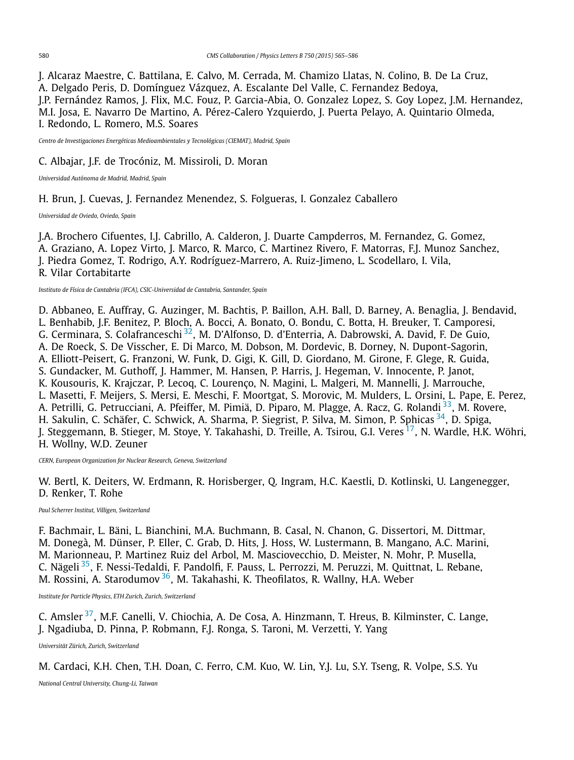J. Alcaraz Maestre, C. Battilana, E. Calvo, M. Cerrada, M. Chamizo Llatas, N. Colino, B. De La Cruz, A. Delgado Peris, D. Domínguez Vázquez, A. Escalante Del Valle, C. Fernandez Bedoya, J.P. Fernández Ramos, J. Flix, M.C. Fouz, P. Garcia-Abia, O. Gonzalez Lopez, S. Goy Lopez, J.M. Hernandez, M.I. Josa, E. Navarro De Martino, A. Pérez-Calero Yzquierdo, J. Puerta Pelayo, A. Quintario Olmeda, I. Redondo, L. Romero, M.S. Soares

*Centro de Investigaciones Energéticas Medioambientales y Tecnológicas (CIEMAT), Madrid, Spain*

C. Albajar, J.F. de Trocóniz, M. Missiroli, D. Moran

*Universidad Autónoma de Madrid, Madrid, Spain*

H. Brun, J. Cuevas, J. Fernandez Menendez, S. Folgueras, I. Gonzalez Caballero

*Universidad de Oviedo, Oviedo, Spain*

J.A. Brochero Cifuentes, I.J. Cabrillo, A. Calderon, J. Duarte Campderros, M. Fernandez, G. Gomez, A. Graziano, A. Lopez Virto, J. Marco, R. Marco, C. Martinez Rivero, F. Matorras, F.J. Munoz Sanchez, J. Piedra Gomez, T. Rodrigo, A.Y. Rodríguez-Marrero, A. Ruiz-Jimeno, L. Scodellaro, I. Vila, R. Vilar Cortabitarte

*Instituto de Física de Cantabria (IFCA), CSIC-Universidad de Cantabria, Santander, Spain*

D. Abbaneo, E. Auffray, G. Auzinger, M. Bachtis, P. Baillon, A.H. Ball, D. Barney, A. Benaglia, J. Bendavid, L. Benhabib, J.F. Benitez, P. Bloch, A. Bocci, A. Bonato, O. Bondu, C. Botta, H. Breuker, T. Camporesi, G. Cerminara, S. Colafranceschi [32], M. D'Alfonso, D. d'Enterria, A. Dabrowski, A. David, F. De Guio, A. De Roeck, S. De Visscher, E. Di Marco, M. Dobson, M. Dordevic, B. Dorney, N. Dupont-Sagorin, A. Elliott-Peisert, G. Franzoni, W. Funk, D. Gigi, K. Gill, D. Giordano, M. Girone, F. Glege, R. Guida, S. Gundacker, M. Guthoff, J. Hammer, M. Hansen, P. Harris, J. Hegeman, V. Innocente, P. Janot, K. Kousouris, K. Krajczar, P. Lecoq, C. Lourenço, N. Magini, L. Malgeri, M. Mannelli, J. Marrouche, L. Masetti, F. Meijers, S. Mersi, E. Meschi, F. Moortgat, S. Morovic, M. Mulders, L. Orsini, L. Pape, E. Perez, A. Petrilli, G. Petrucciani, A. Pfeiffer, M. Pimiä, D. Piparo, M. Plagge, A. Racz, G. Rolandi [33], M. Rovere, H. Sakulin, C. Schäfer, C. Schwick, A. Sharma, P. Siegrist, P. Silva, M. Simon, P. Sphicas [34], D. Spiga, J. Steggemann, B. Stieger, M. Stoye, Y. Takahashi, D. Treille, A. Tsirou, G.I. Veres [17], N. Wardle, H.K. Wöhri, H. Wollny, W.D. Zeuner

*CERN, European Organization for Nuclear Research, Geneva, Switzerland*

W. Bertl, K. Deiters, W. Erdmann, R. Horisberger, Q. Ingram, H.C. Kaestli, D. Kotlinski, U. Langenegger, D. Renker, T. Rohe

*Paul Scherrer Institut, Villigen, Switzerland*

F. Bachmair, L. Bäni, L. Bianchini, M.A. Buchmann, B. Casal, N. Chanon, G. Dissertori, M. Dittmar, M. Donegà, M. Dünser, P. Eller, C. Grab, D. Hits, J. Hoss, W. Lustermann, B. Mangano, A.C. Marini, M. Marionneau, P. Martinez Ruiz del Arbol, M. Masciovecchio, D. Meister, N. Mohr, P. Musella, C. Nägeli [35], F. Nessi-Tedaldi, F. Pandolfi, F. Pauss, L. Perrozzi, M. Peruzzi, M. Quittnat, L. Rebane, M. Rossini, A. Starodumov [36], M. Takahashi, K. Theofilatos, R. Wallny, H.A. Weber

*Institute for Particle Physics, ETH Zurich, Zurich, Switzerland*

C. Amsler [37], M.F. Canelli, V. Chiochia, A. De Cosa, A. Hinzmann, T. Hreus, B. Kilminster, C. Lange, J. Ngadiuba, D. Pinna, P. Robmann, F.J. Ronga, S. Taroni, M. Verzetti, Y. Yang

*Universität Zürich, Zurich, Switzerland*

M. Cardaci, K.H. Chen, T.H. Doan, C. Ferro, C.M. Kuo, W. Lin, Y.J. Lu, S.Y. Tseng, R. Volpe, S.S. Yu

*National Central University, Chung-Li, Taiwan*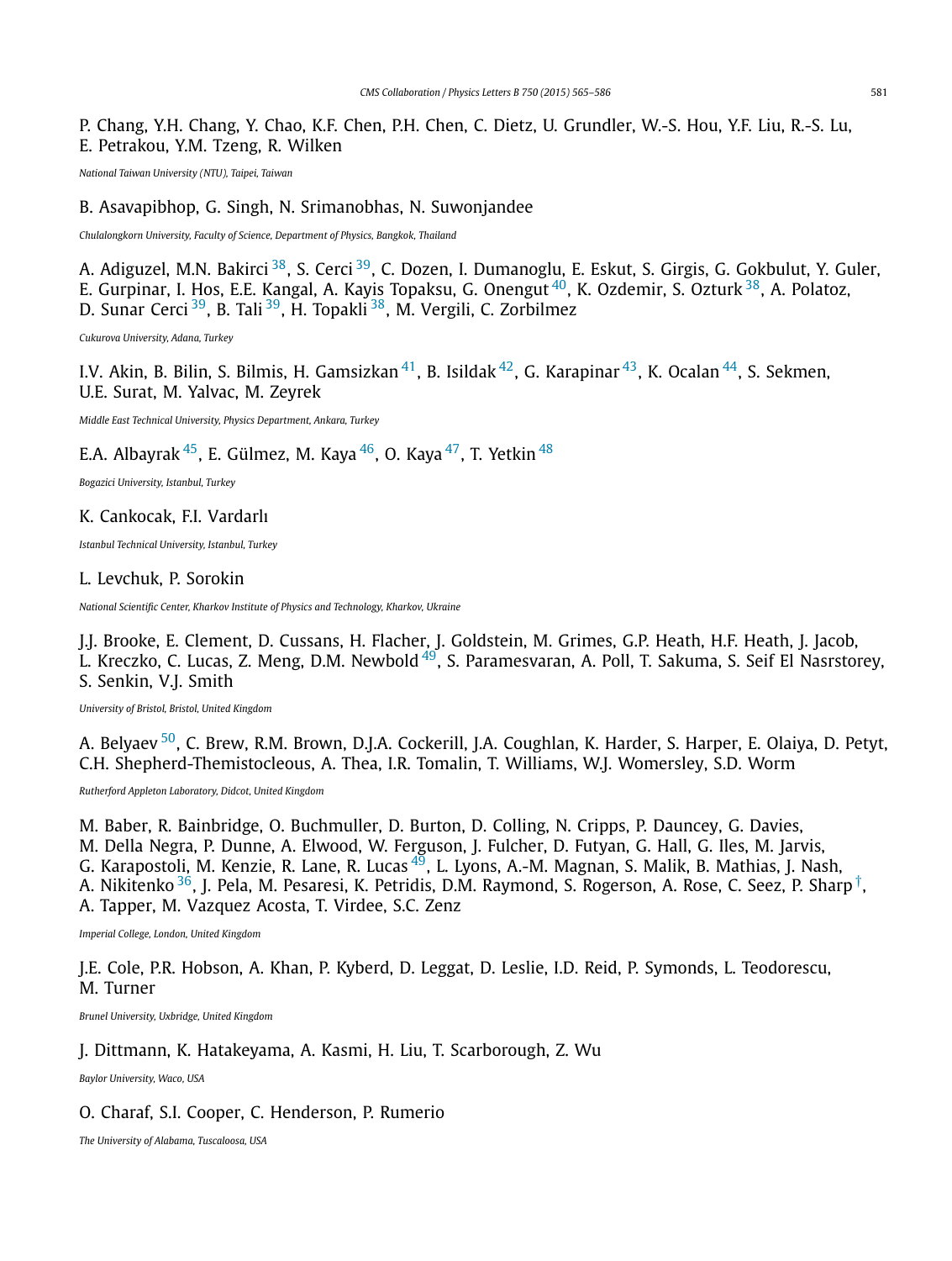P. Chang, Y.H. Chang, Y. Chao, K.F. Chen, P.H. Chen, C. Dietz, U. Grundler, W.-S. Hou, Y.F. Liu, R.-S. Lu, E. Petrakou, Y.M. Tzeng, R. Wilken

*National Taiwan University (NTU), Taipei, Taiwan*

B. Asavapibhop, G. Singh, N. Srimanobhas, N. Suwonjandee

*Chulalongkorn University, Faculty of Science, Department of Physics, Bangkok, Thailand*

A. Adiguzel, M.N. Bakirci [38], S. Cerci [39], C. Dozen, I. Dumanoglu, E. Eskut, S. Girgis, G. Gokbulut, Y. Guler, E. Gurpinar, I. Hos, E.E. Kangal, A. Kayis Topaksu, G. Onengut [40], K. Ozdemir, S. Ozturk [38], A. Polatoz, D. Sunar Cerci [39], B. Tali [39], H. Topakli [38], M. Vergili, C. Zorbilmez

*Cukurova University, Adana, Turkey*

I.V. Akin, B. Bilin, S. Bilmis, H. Gamsizkan [41], B. Isildak [42], G. Karapinar [43], K. Ocalan [44], S. Sekmen, U.E. Surat, M. Yalvac, M. Zeyrek

*Middle East Technical University, Physics Department, Ankara, Turkey*

E.A. Albayrak [45], E. Gülmez, M. Kaya [46], O. Kaya [47], T. Yetkin [48]

*Bogazici University, Istanbul, Turkey*

K. Cankocak, F.I. Vardarlı

*Istanbul Technical University, Istanbul, Turkey*

L. Levchuk, P. Sorokin

*National Scientific Center, Kharkov Institute of Physics and Technology, Kharkov, Ukraine*

J.J. Brooke, E. Clement, D. Cussans, H. Flacher, J. Goldstein, M. Grimes, G.P. Heath, H.F. Heath, J. Jacob, L. Kreczko, C. Lucas, Z. Meng, D.M. Newbold [49], S. Paramesvaran, A. Poll, T. Sakuma, S. Seif El Nasr-storey, S. Senkin, V.J. Smith

*University of Bristol, Bristol, United Kingdom*

A. Belyaev [50], C. Brew, R.M. Brown, D.J.A. Cockerill, J.A. Coughlan, K. Harder, S. Harper, E. Olaiya, D. Petyt, C.H. Shepherd-Themistocleous, A. Thea, I.R. Tomalin, T. Williams, W.J. Womersley, S.D. Worm

*Rutherford Appleton Laboratory, Didcot, United Kingdom*

M. Baber, R. Bainbridge, O. Buchmuller, D. Burton, D. Colling, N. Cripps, P. Dauncey, G. Davies, M. Della Negra, P. Dunne, A. Elwood, W. Ferguson, J. Fulcher, D. Futyan, G. Hall, G. Iles, M. Jarvis, G. Karapostoli, M. Kenzie, R. Lane, R. Lucas [49], L. Lyons, A.-M. Magnan, S. Malik, B. Mathias, J. Nash, A. Nikitenko [36], J. Pela, M. Pesaresi, K. Petridis, D.M. Raymond, S. Rogerson, A. Rose, C. Seez, P. Sharp [†], A. Tapper, M. Vazquez Acosta, T. Virdee, S.C. Zenz

*Imperial College, London, United Kingdom*

J.E. Cole, P.R. Hobson, A. Khan, P. Kyberd, D. Leggat, D. Leslie, I.D. Reid, P. Symonds, L. Teodorescu, M. Turner

*Brunel University, Uxbridge, United Kingdom*

J. Dittmann, K. Hatakeyama, A. Kasmi, H. Liu, T. Scarborough, Z. Wu

*Baylor University, Waco, USA*

O. Charaf, S.I. Cooper, C. Henderson, P. Rumerio

*The University of Alabama, Tuscaloosa, USA*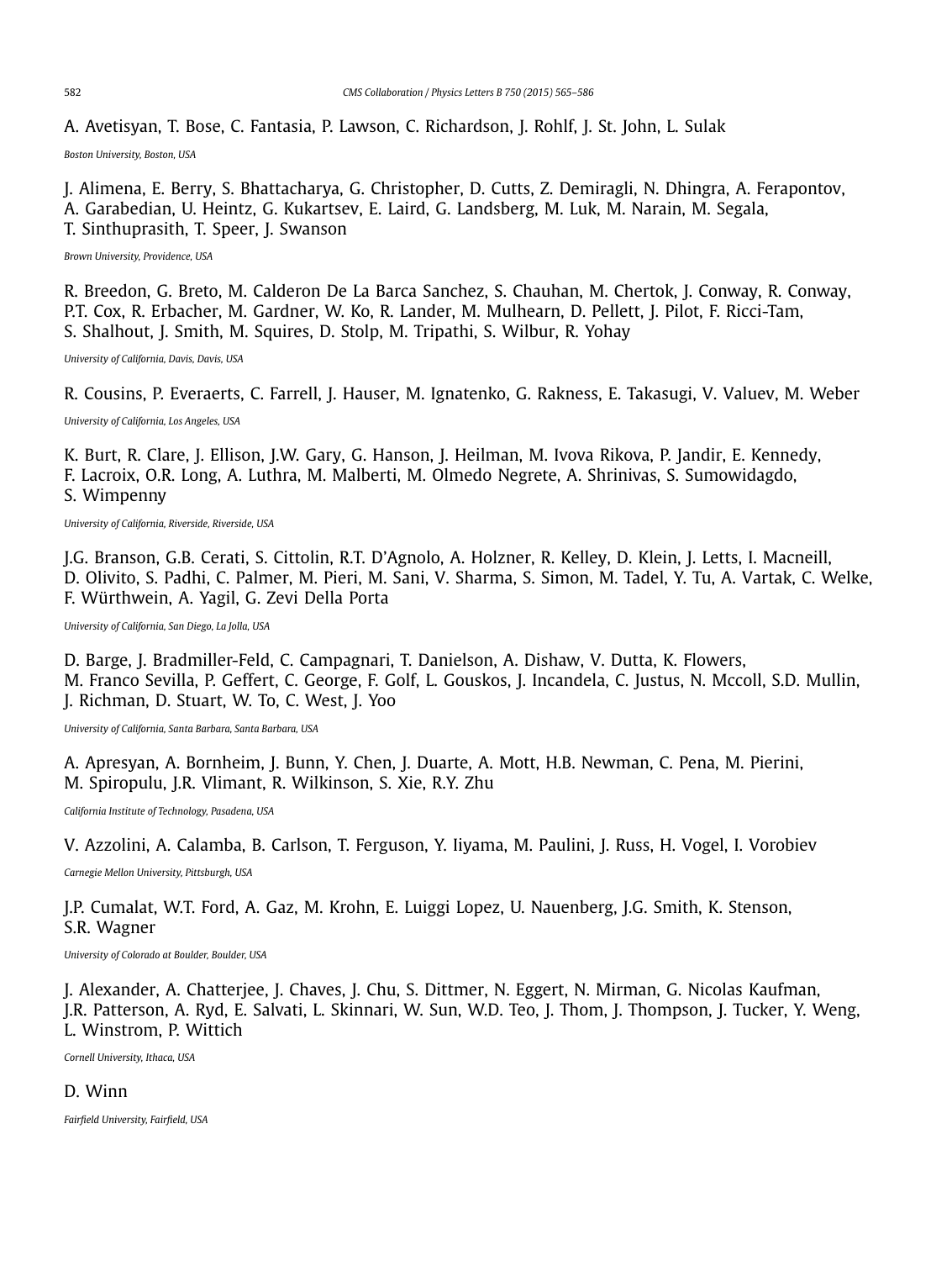A. Avetisyan, T. Bose, C. Fantasia, P. Lawson, C. Richardson, J. Rohlf, J. St. John, L. Sulak

*Boston University, Boston, USA*

J. Alimena, E. Berry, S. Bhattacharya, G. Christopher, D. Cutts, Z. Demiragli, N. Dhingra, A. Ferapontov, A. Garabedian, U. Heintz, G. Kukartsev, E. Laird, G. Landsberg, M. Luk, M. Narain, M. Segala, T. Sinthuprasith, T. Speer, J. Swanson

*Brown University, Providence, USA*

R. Breedon, G. Breto, M. Calderon De La Barca Sanchez, S. Chauhan, M. Chertok, J. Conway, R. Conway, P.T. Cox, R. Erbacher, M. Gardner, W. Ko, R. Lander, M. Mulhearn, D. Pellett, J. Pilot, F. Ricci-Tam, S. Shalhout, J. Smith, M. Squires, D. Stolp, M. Tripathi, S. Wilbur, R. Yohay

*University of California, Davis, Davis, USA*

R. Cousins, P. Everaerts, C. Farrell, J. Hauser, M. Ignatenko, G. Rakness, E. Takasugi, V. Valuev, M. Weber

*University of California, Los Angeles, USA*

K. Burt, R. Clare, J. Ellison, J.W. Gary, G. Hanson, J. Heilman, M. Ivova Rikova, P. Jandir, E. Kennedy, F. Lacroix, O.R. Long, A. Luthra, M. Malberti, M. Olmedo Negrete, A. Shrinivas, S. Sumowidagdo, S. Wimpenny

*University of California, Riverside, Riverside, USA*

J.G. Branson, G.B. Cerati, S. Cittolin, R.T. D'Agnolo, A. Holzner, R. Kelley, D. Klein, J. Letts, I. Macneill, D. Olivito, S. Padhi, C. Palmer, M. Pieri, M. Sani, V. Sharma, S. Simon, M. Tadel, Y. Tu, A. Vartak, C. Welke, F. Würthwein, A. Yagil, G. Zevi Della Porta

*University of California, San Diego, La Jolla, USA*

D. Barge, J. Bradmiller-Feld, C. Campagnari, T. Danielson, A. Dishaw, V. Dutta, K. Flowers, M. Franco Sevilla, P. Geffert, C. George, F. Golf, L. Gouskos, J. Incandela, C. Justus, N. Mccoll, S.D. Mullin, J. Richman, D. Stuart, W. To, C. West, J. Yoo

*University of California, Santa Barbara, Santa Barbara, USA*

A. Apresyan, A. Bornheim, J. Bunn, Y. Chen, J. Duarte, A. Mott, H.B. Newman, C. Pena, M. Pierini, M. Spiropulu, J.R. Vlimant, R. Wilkinson, S. Xie, R.Y. Zhu

*California Institute of Technology, Pasadena, USA*

V. Azzolini, A. Calamba, B. Carlson, T. Ferguson, Y. Iiyama, M. Paulini, J. Russ, H. Vogel, I. Vorobiev

*Carnegie Mellon University, Pittsburgh, USA*

J.P. Cumalat, W.T. Ford, A. Gaz, M. Krohn, E. Luiggi Lopez, U. Nauenberg, J.G. Smith, K. Stenson, S.R. Wagner

*University of Colorado at Boulder, Boulder, USA*

J. Alexander, A. Chatterjee, J. Chaves, J. Chu, S. Dittmer, N. Eggert, N. Mirman, G. Nicolas Kaufman, J.R. Patterson, A. Ryd, E. Salvati, L. Skinnari, W. Sun, W.D. Teo, J. Thom, J. Thompson, J. Tucker, Y. Weng, L. Winstrom, P. Wittich

*Cornell University, Ithaca, USA*

D. Winn

*Fairfield University, Fairfield, USA*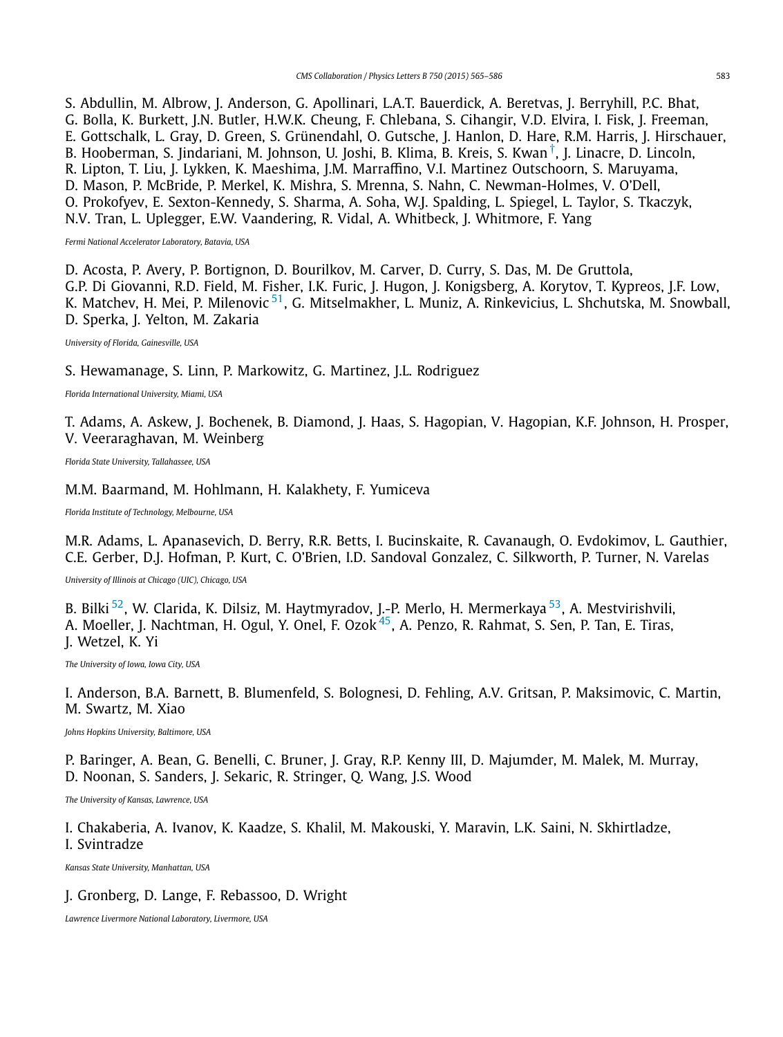S. Abdullin, M. Albrow, J. Anderson, G. Apollinari, L.A.T. Bauerdick, A. Beretvas, J. Berryhill, P.C. Bhat, G. Bolla, K. Burkett, J.N. Butler, H.W.K. Cheung, F. Chlebana, S. Cihangir, V.D. Elvira, I. Fisk, J. Freeman, E. Gottschalk, L. Gray, D. Green, S. Grünendahl, O. Gutsche, J. Hanlon, D. Hare, R.M. Harris, J. Hirschauer, B. Hooberman, S. Jindariani, M. Johnson, U. Joshi, B. Klima, B. Kreis, S. Kwan[†], J. Linacre, D. Lincoln, R. Lipton, T. Liu, J. Lykken, K. Maeshima, J.M. Marraffino, V.I. Martinez Outschoorn, S. Maruyama, D. Mason, P. McBride, P. Merkel, K. Mishra, S. Mrenna, S. Nahn, C. Newman-Holmes, V. O'Dell, O. Prokofyev, E. Sexton-Kennedy, S. Sharma, A. Soha, W.J. Spalding, L. Spiegel, L. Taylor, S. Tkaczyk, N.V. Tran, L. Uplegger, E.W. Vaandering, R. Vidal, A. Whitbeck, J. Whitmore, F. Yang

*Fermi National Accelerator Laboratory, Batavia, USA*

D. Acosta, P. Avery, P. Bortignon, D. Bourilkov, M. Carver, D. Curry, S. Das, M. De Gruttola, G.P. Di Giovanni, R.D. Field, M. Fisher, I.K. Furic, J. Hugon, J. Konigsberg, A. Korytov, T. Kypreos, J.F. Low, K. Matchev, H. Mei, P. Milenovic[51], G. Mitselmakher, L. Muniz, A. Rinkevicius, L. Shchutska, M. Snowball, D. Sperka, J. Yelton, M. Zakaria

*University of Florida, Gainesville, USA*

S. Hewamanage, S. Linn, P. Markowitz, G. Martinez, J.L. Rodriguez

*Florida International University, Miami, USA*

T. Adams, A. Askew, J. Bochenek, B. Diamond, J. Haas, S. Hagopian, V. Hagopian, K.F. Johnson, H. Prosper, V. Veeraraghavan, M. Weinberg

*Florida State University, Tallahassee, USA*

M.M. Baarmand, M. Hohlmann, H. Kalakhety, F. Yumiceva

*Florida Institute of Technology, Melbourne, USA*

M.R. Adams, L. Apanasevich, D. Berry, R.R. Betts, I. Bucinskaite, R. Cavanaugh, O. Evdokimov, L. Gauthier, C.E. Gerber, D.J. Hofman, P. Kurt, C. O'Brien, I.D. Sandoval Gonzalez, C. Silkworth, P. Turner, N. Varelas

*University of Illinois at Chicago (UIC), Chicago, USA*

B. Bilki[52], W. Clarida, K. Dilsiz, M. Haytmyradov, J.-P. Merlo, H. Mermerkaya[53], A. Mestvirishvili, A. Moeller, J. Nachtman, H. Ogul, Y. Onel, F. Ozok[45], A. Penzo, R. Rahmat, S. Sen, P. Tan, E. Tiras, J. Wetzel, K. Yi

*The University of Iowa, Iowa City, USA*

I. Anderson, B.A. Barnett, B. Blumenfeld, S. Bolognesi, D. Fehling, A.V. Gritsan, P. Maksimovic, C. Martin, M. Swartz, M. Xiao

*Johns Hopkins University, Baltimore, USA*

P. Baringer, A. Bean, G. Benelli, C. Bruner, J. Gray, R.P. Kenny III, D. Majumder, M. Malek, M. Murray, D. Noonan, S. Sanders, J. Sekaric, R. Stringer, Q. Wang, J.S. Wood

*The University of Kansas, Lawrence, USA*

I. Chakaberia, A. Ivanov, K. Kaadze, S. Khalil, M. Makouski, Y. Maravin, L.K. Saini, N. Skhirtladze, I. Svintradze

*Kansas State University, Manhattan, USA*

J. Gronberg, D. Lange, F. Rebassoo, D. Wright

*Lawrence Livermore National Laboratory, Livermore, USA*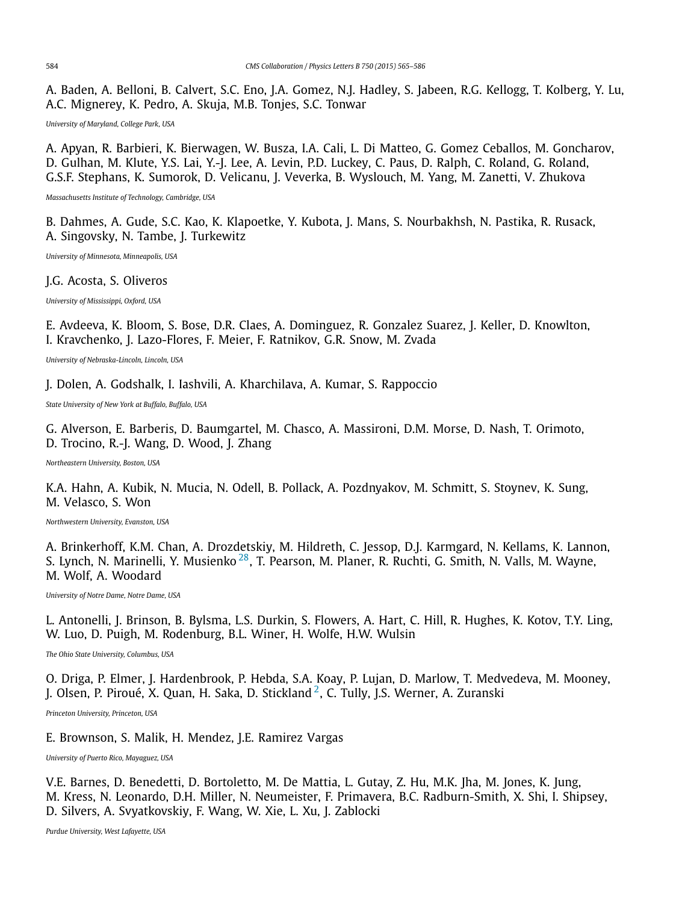A. Baden, A. Belloni, B. Calvert, S.C. Eno, J.A. Gomez, N.J. Hadley, S. Jabeen, R.G. Kellogg, T. Kolberg, Y. Lu, A.C. Mignerey, K. Pedro, A. Skuja, M.B. Tonjes, S.C. Tonwar

*University of Maryland, College Park, USA*

A. Apyan, R. Barbieri, K. Bierwagen, W. Busza, I.A. Cali, L. Di Matteo, G. Gomez Ceballos, M. Goncharov, D. Gulhan, M. Klute, Y.S. Lai, Y.-J. Lee, A. Levin, P.D. Luckey, C. Paus, D. Ralph, C. Roland, G. Roland, G.S.F. Stephans, K. Sumorok, D. Velicanu, J. Veverka, B. Wyslouch, M. Yang, M. Zanetti, V. Zhukova

*Massachusetts Institute of Technology, Cambridge, USA*

B. Dahmes, A. Gude, S.C. Kao, K. Klapoetke, Y. Kubota, J. Mans, S. Nourbakhsh, N. Pastika, R. Rusack, A. Singovsky, N. Tambe, J. Turkewitz

*University of Minnesota, Minneapolis, USA*

J.G. Acosta, S. Oliveros

*University of Mississippi, Oxford, USA*

E. Avdeeva, K. Bloom, S. Bose, D.R. Claes, A. Dominguez, R. Gonzalez Suarez, J. Keller, D. Knowlton, I. Kravchenko, J. Lazo-Flores, F. Meier, F. Ratnikov, G.R. Snow, M. Zvada

*University of Nebraska-Lincoln, Lincoln, USA*

J. Dolen, A. Godshalk, I. Iashvili, A. Kharchilava, A. Kumar, S. Rappoccio

*State University of New York at Buffalo, Buffalo, USA*

G. Alverson, E. Barberis, D. Baumgartel, M. Chasco, A. Massironi, D.M. Morse, D. Nash, T. Orimoto, D. Trocino, R.-J. Wang, D. Wood, J. Zhang

*Northeastern University, Boston, USA*

K.A. Hahn, A. Kubik, N. Mucia, N. Odell, B. Pollack, A. Pozdnyakov, M. Schmitt, S. Stoynev, K. Sung, M. Velasco, S. Won

*Northwestern University, Evanston, USA*

A. Brinkerhoff, K.M. Chan, A. Drozdetskiy, M. Hildreth, C. Jessop, D.J. Karmgard, N. Kellams, K. Lannon, S. Lynch, N. Marinelli, Y. Musienko [28], T. Pearson, M. Planer, R. Ruchti, G. Smith, N. Valls, M. Wayne, M. Wolf, A. Woodard

*University of Notre Dame, Notre Dame, USA*

L. Antonelli, J. Brinson, B. Bylsma, L.S. Durkin, S. Flowers, A. Hart, C. Hill, R. Hughes, K. Kotov, T.Y. Ling, W. Luo, D. Puigh, M. Rodenburg, B.L. Winer, H. Wolfe, H.W. Wulsin

*The Ohio State University, Columbus, USA*

O. Driga, P. Elmer, J. Hardenbrook, P. Hebda, S.A. Koay, P. Lujan, D. Marlow, T. Medvedeva, M. Mooney, J. Olsen, P. Piroué, X. Quan, H. Saka, D. Stickland [2], C. Tully, J.S. Werner, A. Zuranski

*Princeton University, Princeton, USA*

E. Brownson, S. Malik, H. Mendez, J.E. Ramirez Vargas

*University of Puerto Rico, Mayaguez, USA*

V.E. Barnes, D. Benedetti, D. Bortoletto, M. De Mattia, L. Gutay, Z. Hu, M.K. Jha, M. Jones, K. Jung, M. Kress, N. Leonardo, D.H. Miller, N. Neumeister, F. Primavera, B.C. Radburn-Smith, X. Shi, I. Shipsey, D. Silvers, A. Svyatkovskiy, F. Wang, W. Xie, L. Xu, J. Zablocki

*Purdue University, West Lafayette, USA*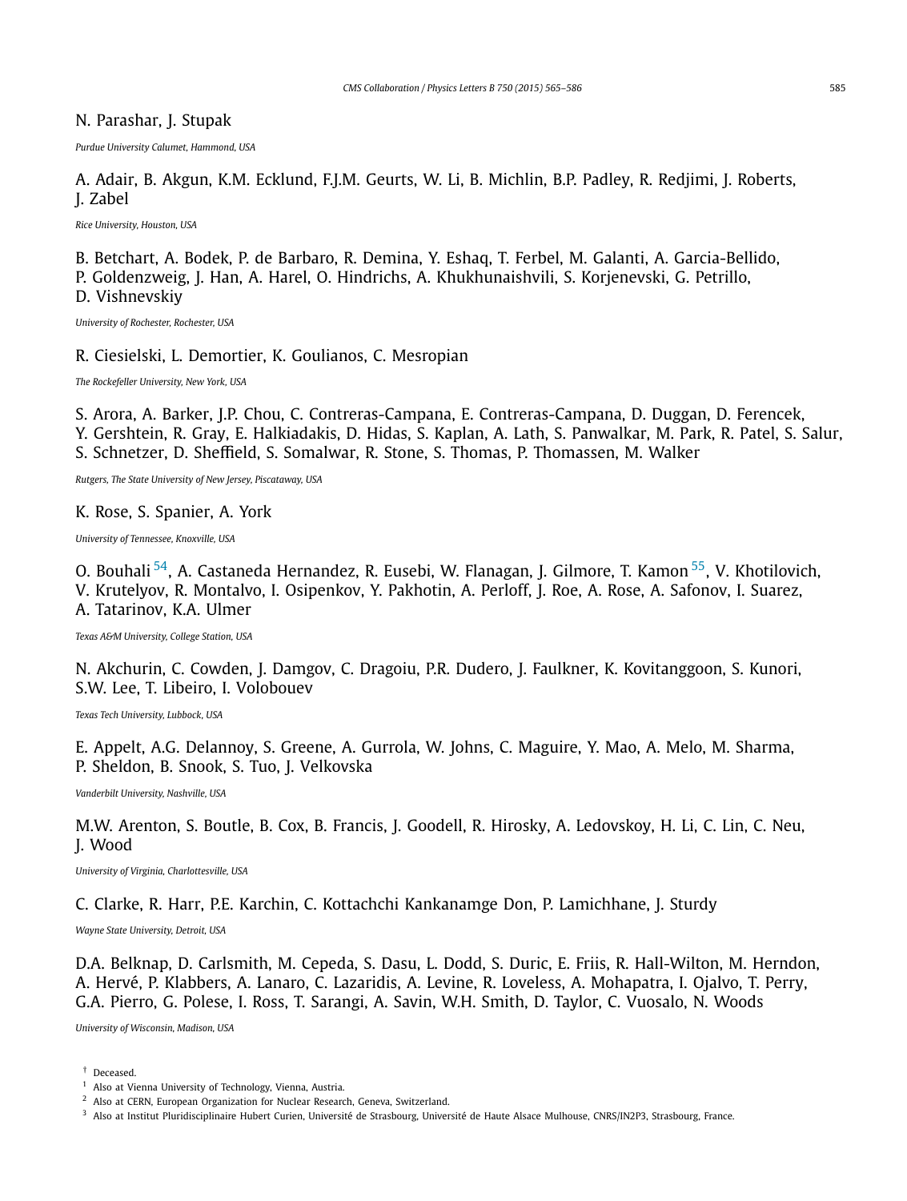N. Parashar, J. Stupak

*Purdue University Calumet, Hammond, USA*

A. Adair, B. Akgun, K.M. Ecklund, F.J.M. Geurts, W. Li, B. Michlin, B.P. Padley, R. Redjimi, J. Roberts, J. Zabel

*Rice University, Houston, USA*

B. Betchart, A. Bodek, P. de Barbaro, R. Demina, Y. Eshaq, T. Ferbel, M. Galanti, A. Garcia-Bellido, P. Goldenzweig, J. Han, A. Harel, O. Hindrichs, A. Khukhunaishvili, S. Korjenevski, G. Petrillo, D. Vishnevskiy

*University of Rochester, Rochester, USA*

R. Ciesielski, L. Demortier, K. Goulianos, C. Mesropian

*The Rockefeller University, New York, USA*

S. Arora, A. Barker, J.P. Chou, C. Contreras-Campana, E. Contreras-Campana, D. Duggan, D. Ferencek, Y. Gershtein, R. Gray, E. Halkiadakis, D. Hidas, S. Kaplan, A. Lath, S. Panwalkar, M. Park, R. Patel, S. Salur, S. Schnetzer, D. Sheffield, S. Somalwar, R. Stone, S. Thomas, P. Thomassen, M. Walker

*Rutgers, The State University of New Jersey, Piscataway, USA*

K. Rose, S. Spanier, A. York

*University of Tennessee, Knoxville, USA*

O. Bouhali [54], A. Castaneda Hernandez, R. Eusebi, W. Flanagan, J. Gilmore, T. Kamon [55], V. Khotilovich, V. Krutelyov, R. Montalvo, I. Osipenkov, Y. Pakhotin, A. Perloff, J. Roe, A. Rose, A. Safonov, I. Suarez, A. Tatarinov, K.A. Ulmer

*Texas A&M University, College Station, USA*

N. Akchurin, C. Cowden, J. Damgov, C. Dragoiu, P.R. Dudero, J. Faulkner, K. Kovitanggoon, S. Kunori, S.W. Lee, T. Libeiro, I. Volobouev

*Texas Tech University, Lubbock, USA*

E. Appelt, A.G. Delannoy, S. Greene, A. Gurrola, W. Johns, C. Maguire, Y. Mao, A. Melo, M. Sharma, P. Sheldon, B. Snook, S. Tuo, J. Velkovska

*Vanderbilt University, Nashville, USA*

M.W. Arenton, S. Boutle, B. Cox, B. Francis, J. Goodell, R. Hirosky, A. Ledovskoy, H. Li, C. Lin, C. Neu, J. Wood

*University of Virginia, Charlottesville, USA*

C. Clarke, R. Harr, P.E. Karchin, C. Kottachchi Kankanamge Don, P. Lamichhane, J. Sturdy

*Wayne State University, Detroit, USA*

D.A. Belknap, D. Carlsmith, M. Cepeda, S. Dasu, L. Dodd, S. Duric, E. Friis, R. Hall-Wilton, M. Herndon, A. Hervé, P. Klabbers, A. Lanaro, C. Lazaridis, A. Levine, R. Loveless, A. Mohapatra, I. Ojalvo, T. Perry, G.A. Pierro, G. Polese, I. Ross, T. Sarangi, A. Savin, W.H. Smith, D. Taylor, C. Vuosalo, N. Woods

*University of Wisconsin, Madison, USA*

† Deceased.

[1] Also at Vienna University of Technology, Vienna, Austria.

[2] Also at CERN, European Organization for Nuclear Research, Geneva, Switzerland.

[3] Also at Institut Pluridisciplinaire Hubert Curien, Université de Strasbourg, Université de Haute Alsace Mulhouse, CNRS/IN2P3, Strasbourg, France.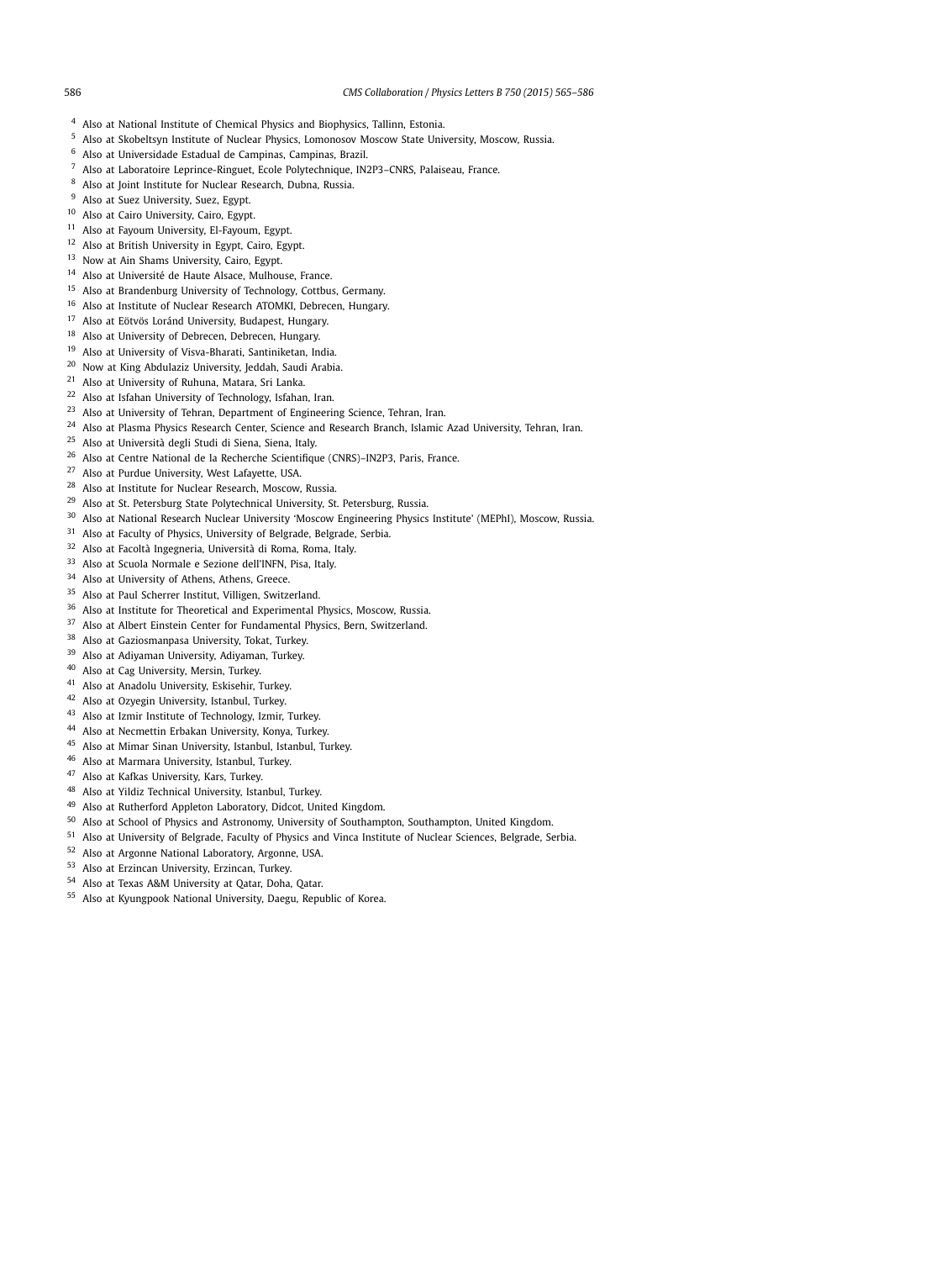[4] Also at National Institute of Chemical Physics and Biophysics, Tallinn, Estonia.
[5] Also at Skobeltsyn Institute of Nuclear Physics, Lomonosov Moscow State University, Moscow, Russia.
[6] Also at Universidade Estadual de Campinas, Campinas, Brazil.
[7] Also at Laboratoire Leprince-Ringuet, Ecole Polytechnique, IN2P3–CNRS, Palaiseau, France.
[8] Also at Joint Institute for Nuclear Research, Dubna, Russia.
[9] Also at Suez University, Suez, Egypt.
[10] Also at Cairo University, Cairo, Egypt.
[11] Also at Fayoum University, El-Fayoum, Egypt.
[12] Also at British University in Egypt, Cairo, Egypt.
[13] Now at Ain Shams University, Cairo, Egypt.
[14] Also at Université de Haute Alsace, Mulhouse, France.
[15] Also at Brandenburg University of Technology, Cottbus, Germany.
[16] Also at Institute of Nuclear Research ATOMKI, Debrecen, Hungary.
[17] Also at Eötvös Loránd University, Budapest, Hungary.
[18] Also at University of Debrecen, Debrecen, Hungary.
[19] Also at University of Visva-Bharati, Santiniketan, India.
[20] Now at King Abdulaziz University, Jeddah, Saudi Arabia.
[21] Also at University of Ruhuna, Matara, Sri Lanka.
[22] Also at Isfahan University of Technology, Isfahan, Iran.
[23] Also at University of Tehran, Department of Engineering Science, Tehran, Iran.
[24] Also at Plasma Physics Research Center, Science and Research Branch, Islamic Azad University, Tehran, Iran.
[25] Also at Università degli Studi di Siena, Siena, Italy.
[26] Also at Centre National de la Recherche Scientifique (CNRS)–IN2P3, Paris, France.
[27] Also at Purdue University, West Lafayette, USA.
[28] Also at Institute for Nuclear Research, Moscow, Russia.
[29] Also at St. Petersburg State Polytechnical University, St. Petersburg, Russia.
[30] Also at National Research Nuclear University 'Moscow Engineering Physics Institute' (MEPhI), Moscow, Russia.
[31] Also at Faculty of Physics, University of Belgrade, Belgrade, Serbia.
[32] Also at Facoltà Ingegneria, Università di Roma, Roma, Italy.
[33] Also at Scuola Normale e Sezione dell'INFN, Pisa, Italy.
[34] Also at University of Athens, Athens, Greece.
[35] Also at Paul Scherrer Institut, Villigen, Switzerland.
[36] Also at Institute for Theoretical and Experimental Physics, Moscow, Russia.
[37] Also at Albert Einstein Center for Fundamental Physics, Bern, Switzerland.
[38] Also at Gaziosmanpasa University, Tokat, Turkey.
[39] Also at Adiyaman University, Adiyaman, Turkey.
[40] Also at Cag University, Mersin, Turkey.
[41] Also at Anadolu University, Eskisehir, Turkey.
[42] Also at Ozyegin University, Istanbul, Turkey.
[43] Also at Izmir Institute of Technology, Izmir, Turkey.
[44] Also at Necmettin Erbakan University, Konya, Turkey.
[45] Also at Mimar Sinan University, Istanbul, Istanbul, Turkey.
[46] Also at Marmara University, Istanbul, Turkey.
[47] Also at Kafkas University, Kars, Turkey.
[48] Also at Yildiz Technical University, Istanbul, Turkey.
[49] Also at Rutherford Appleton Laboratory, Didcot, United Kingdom.
[50] Also at School of Physics and Astronomy, University of Southampton, Southampton, United Kingdom.
[51] Also at University of Belgrade, Faculty of Physics and Vinca Institute of Nuclear Sciences, Belgrade, Serbia.
[52] Also at Argonne National Laboratory, Argonne, USA.
[53] Also at Erzincan University, Erzincan, Turkey.
[54] Also at Texas A&M University at Qatar, Doha, Qatar.
[55] Also at Kyungpook National University, Daegu, Republic of Korea.